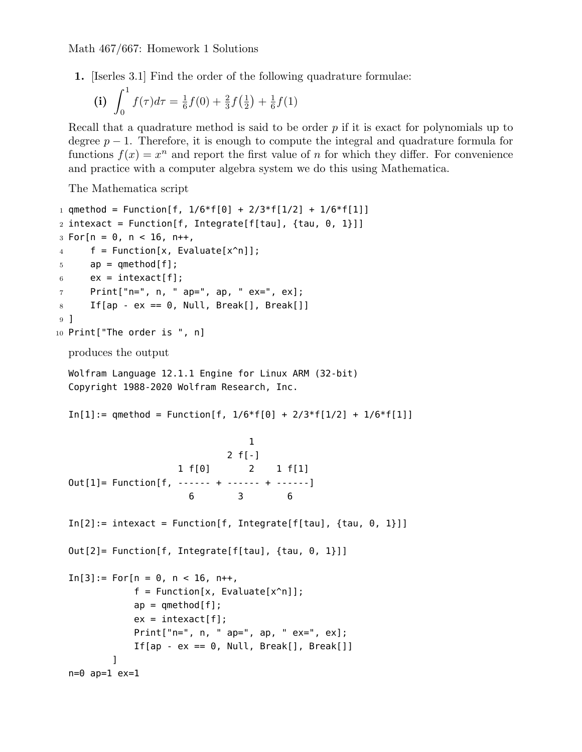Math 467/667: Homework 1 Solutions

**1.** [Iserles 3.1] Find the order of the following quadrature formulae:

**(i)** $\int_0^1 f(\tau)d\tau = \frac{1}{6}f(0) + \frac{2}{3}f\left(\frac{1}{2}\right) + \frac{1}{6}f(1)$

Recall that a quadrature method is said to be order $p$ if it is exact for polynomials up to degree $p-1$. Therefore, it is enough to compute the integral and quadrature formula for functions $f(x) = x^n$ and report the first value of $n$ for which they differ. For convenience and practice with a computer algebra system we do this using Mathematica.

The Mathematica script

```
qmethod = Function[f, 1/6*f[0] + 2/3*f[1/2] + 1/6*f[1]]
intexact = Function[f, Integrate[f[tau], {tau, 0, 1}]]
For[n = 0, n < 16, n++,
    f = Function[x, Evaluate[x^n]];
    ap = qmethod[f];
    ex = intexact[f];
    Print["n=", n, " ap=", ap, " ex=", ex];
    If[ap - ex == 0, Null, Break[], Break[]]
]
Print["The order is ", n]
```

produces the output

```
Wolfram Language 12.1.1 Engine for Linux ARM (32-bit)
Copyright 1988-2020 Wolfram Research, Inc.

In[1]:= qmethod = Function[f, 1/6*f[0] + 2/3*f[1/2] + 1/6*f[1]]

                                  1
                              2 f[-]
                     1 f[0]       2    1 f[1]
Out[1]= Function[f, ------ + ------ + ------]
                       6        3        6

In[2]:= intexact = Function[f, Integrate[f[tau], {tau, 0, 1}]]

Out[2]= Function[f, Integrate[f[tau], {tau, 0, 1}]]

In[3]:= For[n = 0, n < 16, n++,
            f = Function[x, Evaluate[x^n]];
            ap = qmethod[f];
            ex = intexact[f];
            Print["n=", n, " ap=", ap, " ex=", ex];
            If[ap - ex == 0, Null, Break[], Break[]]
        ]
n=0 ap=1 ex=1
```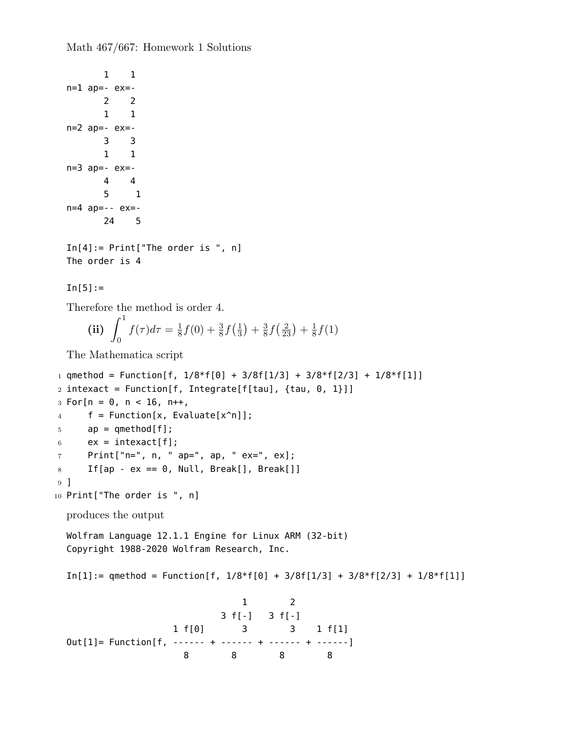Math 467/667: Homework 1 Solutions

```
       1    1
n=1 ap=- ex=-
       2    2
       1    1
n=2 ap=- ex=-
       3    3
       1    1
n=3 ap=- ex=-
       4    4
       5     1
n=4 ap=-- ex=-
       24    5

In[4]:= Print["The order is ", n]
The order is 4

In[5]:=
```

Therefore the method is order 4.

**(ii)** $\int_0^1 f(\tau)d\tau = \frac{1}{8}f(0) + \frac{3}{8}f\left(\frac{1}{3}\right) + \frac{3}{8}f\left(\frac{2}{23}\right) + \frac{1}{8}f(1)$

The Mathematica script

```
qmethod = Function[f, 1/8*f[0] + 3/8f[1/3] + 3/8*f[2/3] + 1/8*f[1]]
intexact = Function[f, Integrate[f[tau], {tau, 0, 1}]]
For[n = 0, n < 16, n++,
    f = Function[x, Evaluate[x^n]];
    ap = qmethod[f];
    ex = intexact[f];
    Print["n=", n, " ap=", ap, " ex=", ex];
    If[ap - ex == 0, Null, Break[], Break[]]
]
Print["The order is ", n]
```

produces the output

```
Wolfram Language 12.1.1 Engine for Linux ARM (32-bit)
Copyright 1988-2020 Wolfram Research, Inc.

In[1]:= qmethod = Function[f, 1/8*f[0] + 3/8f[1/3] + 3/8*f[2/3] + 1/8*f[1]]

                                 1        2
                              3 f[-]   3 f[-]
                      1 f[0]      3        3    1 f[1]
Out[1]= Function[f, ------ + ------ + ------ + ------]
                        8        8        8        8
```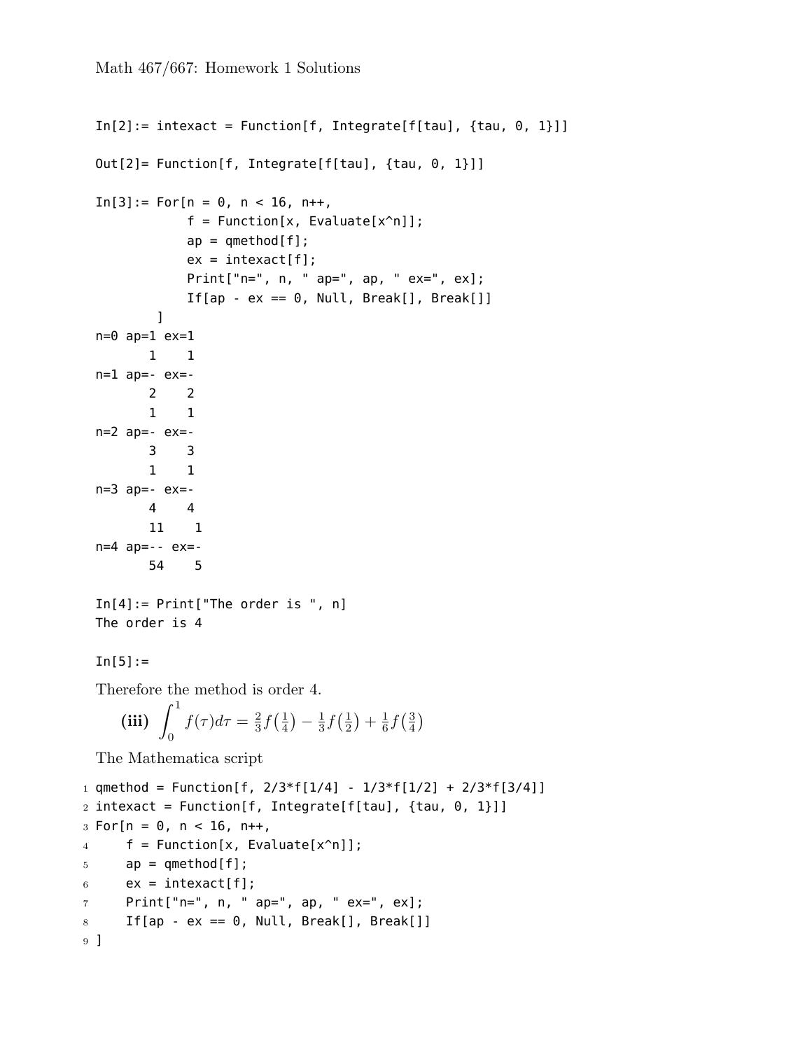Math 467/667: Homework 1 Solutions

```
In[2]:= intexact = Function[f, Integrate[f[tau], {tau, 0, 1}]]

Out[2]= Function[f, Integrate[f[tau], {tau, 0, 1}]]

In[3]:= For[n = 0, n < 16, n++,
            f = Function[x, Evaluate[x^n]];
            ap = qmethod[f];
            ex = intexact[f];
            Print["n=", n, " ap=", ap, " ex=", ex];
            If[ap - ex == 0, Null, Break[], Break[]]
         ]
n=0 ap=1 ex=1
       1    1
n=1 ap=- ex=-
       2    2
       1    1
n=2 ap=- ex=-
       3    3
       1    1
n=3 ap=- ex=-
       4    4
       11    1
n=4 ap=-- ex=-
       54    5

In[4]:= Print["The order is ", n]
The order is 4

In[5]:=
```

Therefore the method is order 4.

**(iii)** $\int_0^1 f(\tau)d\tau = \frac{2}{3}f\left(\frac{1}{4}\right) - \frac{1}{3}f\left(\frac{1}{2}\right) + \frac{1}{6}f\left(\frac{3}{4}\right)$

The Mathematica script

```
qmethod = Function[f, 2/3*f[1/4] - 1/3*f[1/2] + 2/3*f[3/4]]
intexact = Function[f, Integrate[f[tau], {tau, 0, 1}]]
For[n = 0, n < 16, n++,
    f = Function[x, Evaluate[x^n]];
    ap = qmethod[f];
    ex = intexact[f];
    Print["n=", n, " ap=", ap, " ex=", ex];
    If[ap - ex == 0, Null, Break[], Break[]]
]
```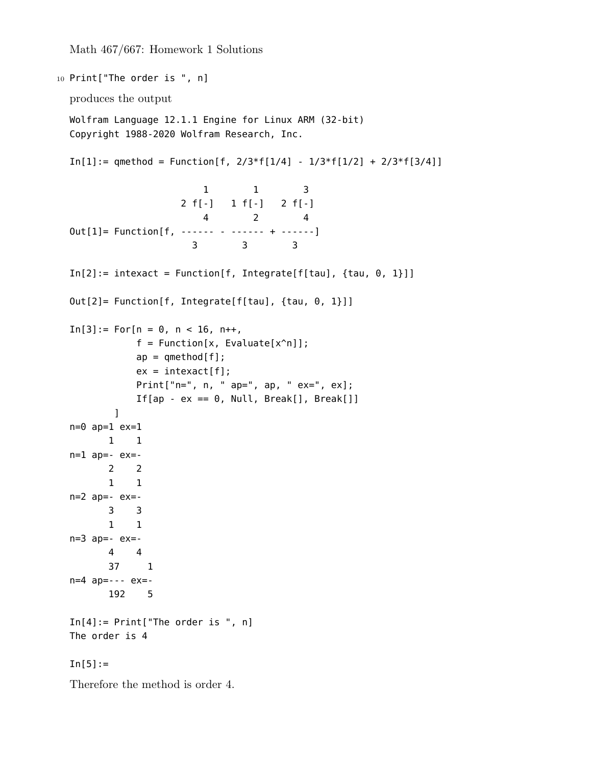```
10 Print["The order is ", n]
```

produces the output

```
Wolfram Language 12.1.1 Engine for Linux ARM (32-bit)
Copyright 1988-2020 Wolfram Research, Inc.

In[1]:= qmethod = Function[f, 2/3*f[1/4] - 1/3*f[1/2] + 2/3*f[3/4]]

                          1        1        3
                     2 f[-]   1 f[-]   2 f[-]
                          4        2        4
Out[1]= Function[f, ------ - ------ + ------]
                       3        3        3

In[2]:= intexact = Function[f, Integrate[f[tau], {tau, 0, 1}]]

Out[2]= Function[f, Integrate[f[tau], {tau, 0, 1}]]

In[3]:= For[n = 0, n < 16, n++,
            f = Function[x, Evaluate[x^n]];
            ap = qmethod[f];
            ex = intexact[f];
            Print["n=", n, " ap=", ap, " ex=", ex];
            If[ap - ex == 0, Null, Break[], Break[]]
        ]
n=0 ap=1 ex=1
       1    1
n=1 ap=- ex=-
       2    2
       1    1
n=2 ap=- ex=-
       3    3
       1    1
n=3 ap=- ex=-
       4    4
       37     1
n=4 ap=--- ex=-
       192    5

In[4]:= Print["The order is ", n]
The order is 4

In[5]:=
```

Therefore the method is order 4.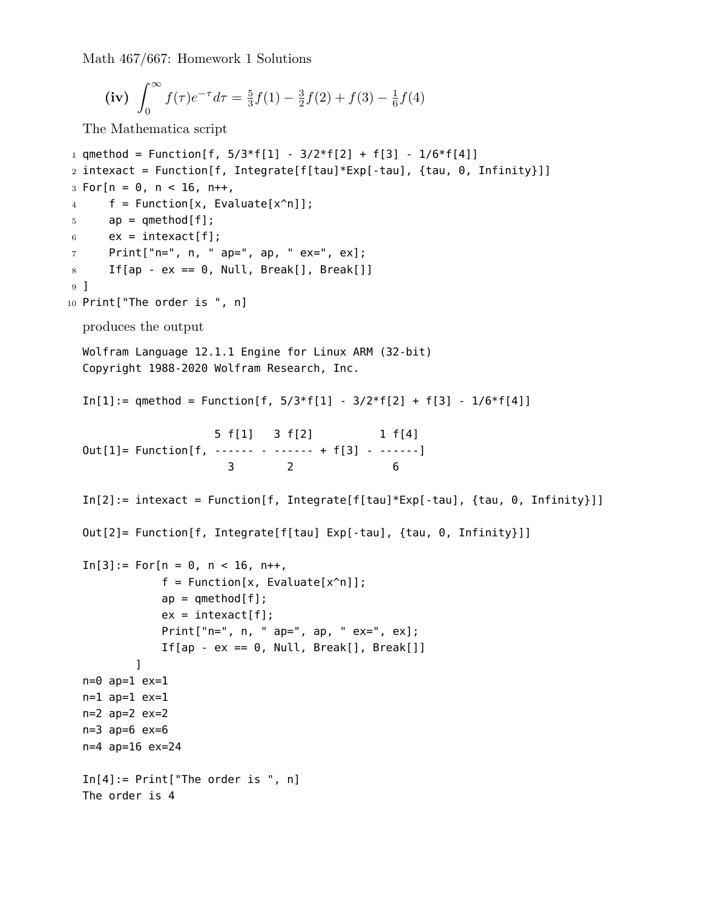Math 467/667: Homework 1 Solutions

**(iv)** $\displaystyle\int_0^\infty f(\tau)e^{-\tau}d\tau = \tfrac{5}{3}f(1) - \tfrac{3}{2}f(2) + f(3) - \tfrac{1}{6}f(4)$

The Mathematica script

```
1 qmethod = Function[f, 5/3*f[1] - 3/2*f[2] + f[3] - 1/6*f[4]]
2 intexact = Function[f, Integrate[f[tau]*Exp[-tau], {tau, 0, Infinity}]]
3 For[n = 0, n < 16, n++,
4     f = Function[x, Evaluate[x^n]];
5     ap = qmethod[f];
6     ex = intexact[f];
7     Print["n=", n, " ap=", ap, " ex=", ex];
8     If[ap - ex == 0, Null, Break[], Break[]]
9 ]
10 Print["The order is ", n]
```

produces the output

```
Wolfram Language 12.1.1 Engine for Linux ARM (32-bit)
Copyright 1988-2020 Wolfram Research, Inc.

In[1]:= qmethod = Function[f, 5/3*f[1] - 3/2*f[2] + f[3] - 1/6*f[4]]

                    5 f[1]   3 f[2]          1 f[4]
Out[1]= Function[f, ------ - ------ + f[3] - ------]
                      3        2               6

In[2]:= intexact = Function[f, Integrate[f[tau]*Exp[-tau], {tau, 0, Infinity}]]

Out[2]= Function[f, Integrate[f[tau] Exp[-tau], {tau, 0, Infinity}]]

In[3]:= For[n = 0, n < 16, n++,
            f = Function[x, Evaluate[x^n]];
            ap = qmethod[f];
            ex = intexact[f];
            Print["n=", n, " ap=", ap, " ex=", ex];
            If[ap - ex == 0, Null, Break[], Break[]]
        ]
n=0 ap=1 ex=1
n=1 ap=1 ex=1
n=2 ap=2 ex=2
n=3 ap=6 ex=6
n=4 ap=16 ex=24

In[4]:= Print["The order is ", n]
The order is 4
```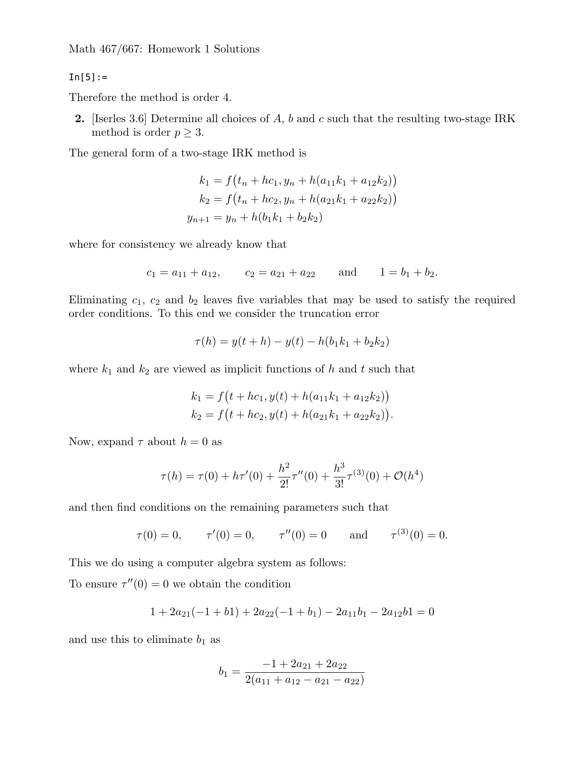Math 467/667: Homework 1 Solutions

```
In[5]:=
```

Therefore the method is order 4.

**2.** [Iserles 3.6] Determine all choices of $A$, $b$ and $c$ such that the resulting two-stage IRK method is order $p \geq 3$.

The general form of a two-stage IRK method is

$$
\begin{aligned}
k_1 &= f\big(t_n + hc_1, y_n + h(a_{11}k_1 + a_{12}k_2)\big)\\
k_2 &= f\big(t_n + hc_2, y_n + h(a_{21}k_1 + a_{22}k_2)\big)\\
y_{n+1} &= y_n + h(b_1k_1 + b_2k_2)
\end{aligned}
$$

where for consistency we already know that

$$
c_1 = a_{11} + a_{12}, \qquad c_2 = a_{21} + a_{22} \qquad \text{and} \qquad 1 = b_1 + b_2.
$$

Eliminating $c_1$, $c_2$ and $b_2$ leaves five variables that may be used to satisfy the required order conditions. To this end we consider the truncation error

$$
\tau(h) = y(t+h) - y(t) - h(b_1k_1 + b_2k_2)
$$

where $k_1$ and $k_2$ are viewed as implicit functions of $h$ and $t$ such that

$$
\begin{aligned}
k_1 &= f\big(t + hc_1, y(t) + h(a_{11}k_1 + a_{12}k_2)\big)\\
k_2 &= f\big(t + hc_2, y(t) + h(a_{21}k_1 + a_{22}k_2)\big).
\end{aligned}
$$

Now, expand $\tau$ about $h = 0$ as

$$
\tau(h) = \tau(0) + h\tau'(0) + \frac{h^2}{2!}\tau''(0) + \frac{h^3}{3!}\tau^{(3)}(0) + \mathcal{O}(h^4)
$$

and then find conditions on the remaining parameters such that

$$
\tau(0) = 0, \qquad \tau'(0) = 0, \qquad \tau''(0) = 0 \qquad \text{and} \qquad \tau^{(3)}(0) = 0.
$$

This we do using a computer algebra system as follows:

To ensure $\tau''(0) = 0$ we obtain the condition

$$
1 + 2a_{21}(-1 + b1) + 2a_{22}(-1 + b_1) - 2a_{11}b_1 - 2a_{12}b1 = 0
$$

and use this to eliminate $b_1$ as

$$
b_1 = \frac{-1 + 2a_{21} + 2a_{22}}{2(a_{11} + a_{12} - a_{21} - a_{22})}
$$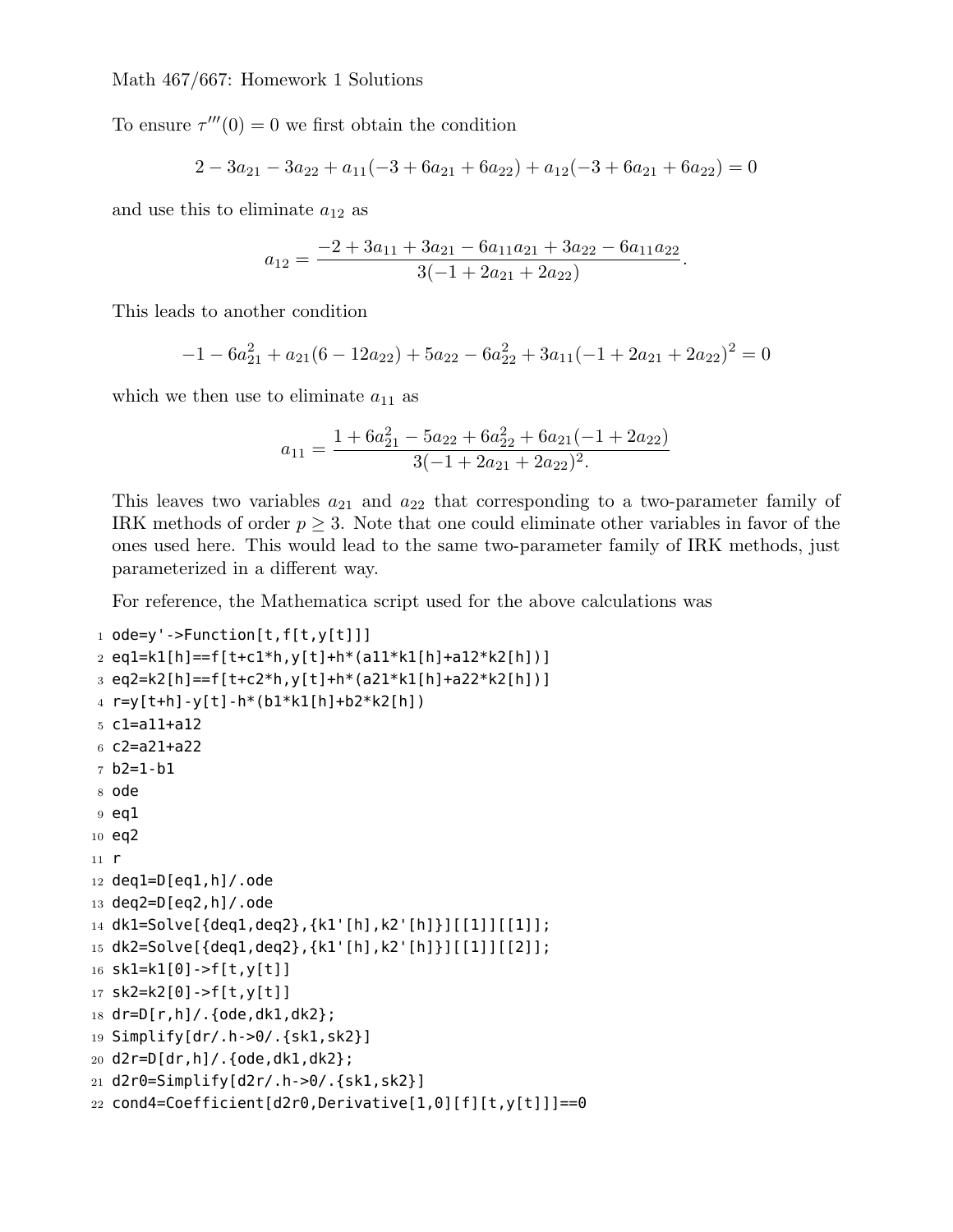Math 467/667: Homework 1 Solutions

To ensure $\tau'''(0) = 0$ we first obtain the condition

$$2 - 3a_{21} - 3a_{22} + a_{11}(-3 + 6a_{21} + 6a_{22}) + a_{12}(-3 + 6a_{21} + 6a_{22}) = 0$$

and use this to eliminate $a_{12}$ as

$$a_{12} = \frac{-2 + 3a_{11} + 3a_{21} - 6a_{11}a_{21} + 3a_{22} - 6a_{11}a_{22}}{3(-1 + 2a_{21} + 2a_{22})}.$$

This leads to another condition

$$-1 - 6a_{21}^2 + a_{21}(6 - 12a_{22}) + 5a_{22} - 6a_{22}^2 + 3a_{11}(-1 + 2a_{21} + 2a_{22})^2 = 0$$

which we then use to eliminate $a_{11}$ as

$$a_{11} = \frac{1 + 6a_{21}^2 - 5a_{22} + 6a_{22}^2 + 6a_{21}(-1 + 2a_{22})}{3(-1 + 2a_{21} + 2a_{22})^2.}$$

This leaves two variables $a_{21}$ and $a_{22}$ that corresponding to a two-parameter family of IRK methods of order $p \geq 3$. Note that one could eliminate other variables in favor of the ones used here. This would lead to the same two-parameter family of IRK methods, just parameterized in a different way.

For reference, the Mathematica script used for the above calculations was

```
ode=y'->Function[t,f[t,y[t]]]
eq1=k1[h]==f[t+c1*h,y[t]+h*(a11*k1[h]+a12*k2[h])]
eq2=k2[h]==f[t+c2*h,y[t]+h*(a21*k1[h]+a22*k2[h])]
r=y[t+h]-y[t]-h*(b1*k1[h]+b2*k2[h])
c1=a11+a12
c2=a21+a22
b2=1-b1
ode
eq1
eq2
r
deq1=D[eq1,h]/.ode
deq2=D[eq2,h]/.ode
dk1=Solve[{deq1,deq2},{k1'[h],k2'[h]}][[1]][[1]];
dk2=Solve[{deq1,deq2},{k1'[h],k2'[h]}][[1]][[2]];
sk1=k1[0]->f[t,y[t]]
sk2=k2[0]->f[t,y[t]]
dr=D[r,h]/.{ode,dk1,dk2};
Simplify[dr/.h->0/.{sk1,sk2}]
d2r=D[dr,h]/.{ode,dk1,dk2};
d2r0=Simplify[d2r/.h->0/.{sk1,sk2}]
cond4=Coefficient[d2r0,Derivative[1,0][f][t,y[t]]]==0
```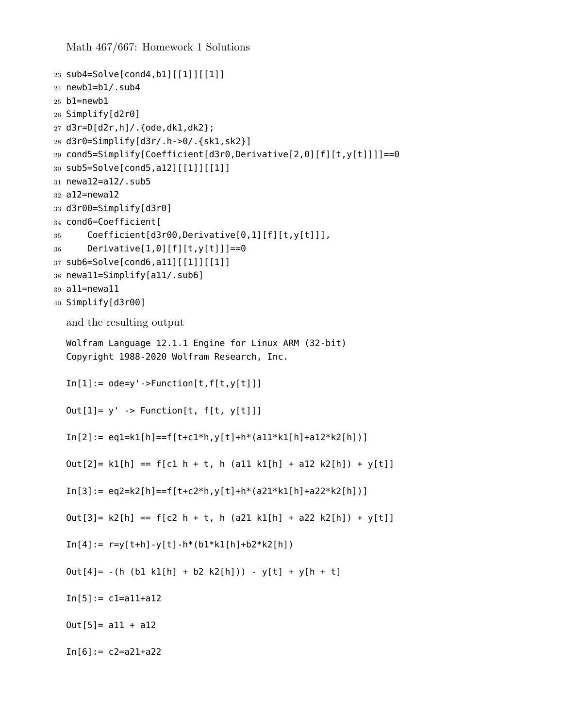```
23 sub4=Solve[cond4,b1][[1]][[1]]
24 newb1=b1/.sub4
25 b1=newb1
26 Simplify[d2r0]
27 d3r=D[d2r,h]/.{ode,dk1,dk2};
28 d3r0=Simplify[d3r/.h->0/.{sk1,sk2}]
29 cond5=Simplify[Coefficient[d3r0,Derivative[2,0][f][t,y[t]]]]==0
30 sub5=Solve[cond5,a12][[1]][[1]]
31 newa12=a12/.sub5
32 a12=newa12
33 d3r00=Simplify[d3r0]
34 cond6=Coefficient[
35     Coefficient[d3r00,Derivative[0,1][f][t,y[t]]],
36     Derivative[1,0][f][t,y[t]]]==0
37 sub6=Solve[cond6,a11][[1]][[1]]
38 newa11=Simplify[a11/.sub6]
39 a11=newa11
40 Simplify[d3r00]
```

and the resulting output

```
Wolfram Language 12.1.1 Engine for Linux ARM (32-bit)
Copyright 1988-2020 Wolfram Research, Inc.

In[1]:= ode=y'->Function[t,f[t,y[t]]]

Out[1]= y' -> Function[t, f[t, y[t]]]

In[2]:= eq1=k1[h]==f[t+c1*h,y[t]+h*(a11*k1[h]+a12*k2[h])]

Out[2]= k1[h] == f[c1 h + t, h (a11 k1[h] + a12 k2[h]) + y[t]]

In[3]:= eq2=k2[h]==f[t+c2*h,y[t]+h*(a21*k1[h]+a22*k2[h])]

Out[3]= k2[h] == f[c2 h + t, h (a21 k1[h] + a22 k2[h]) + y[t]]

In[4]:= r=y[t+h]-y[t]-h*(b1*k1[h]+b2*k2[h])

Out[4]= -(h (b1 k1[h] + b2 k2[h])) - y[t] + y[h + t]

In[5]:= c1=a11+a12

Out[5]= a11 + a12

In[6]:= c2=a21+a22
```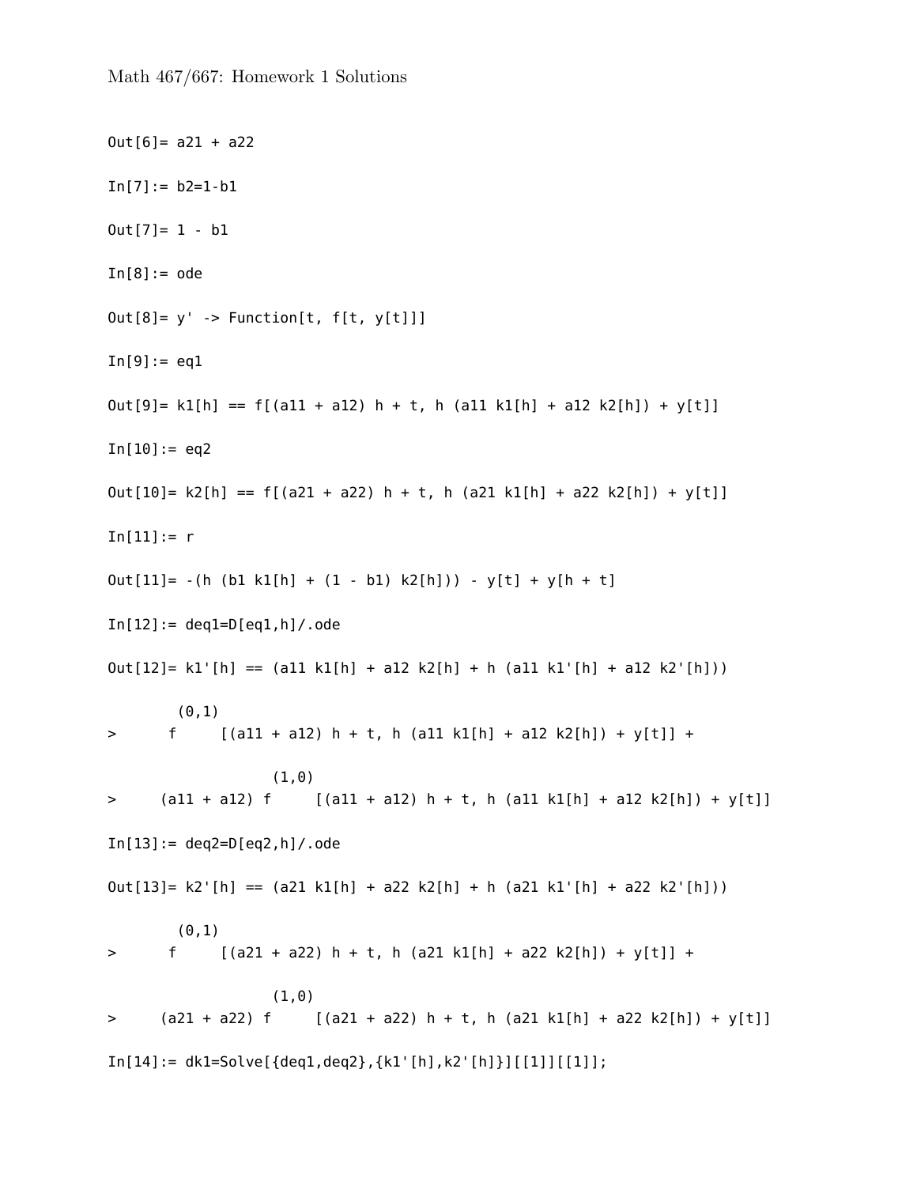Math 467/667: Homework 1 Solutions

```
Out[6]= a21 + a22

In[7]:= b2=1-b1

Out[7]= 1 - b1

In[8]:= ode

Out[8]= y' -> Function[t, f[t, y[t]]]

In[9]:= eq1

Out[9]= k1[h] == f[(a11 + a12) h + t, h (a11 k1[h] + a12 k2[h]) + y[t]]

In[10]:= eq2

Out[10]= k2[h] == f[(a21 + a22) h + t, h (a21 k1[h] + a22 k2[h]) + y[t]]

In[11]:= r

Out[11]= -(h (b1 k1[h] + (1 - b1) k2[h])) - y[t] + y[h + t]

In[12]:= deq1=D[eq1,h]/.ode

Out[12]= k1'[h] == (a11 k1[h] + a12 k2[h] + h (a11 k1'[h] + a12 k2'[h]))

          (0,1)
>        f     [(a11 + a12) h + t, h (a11 k1[h] + a12 k2[h]) + y[t]] +

                      (1,0)
>       (a11 + a12) f     [(a11 + a12) h + t, h (a11 k1[h] + a12 k2[h]) + y[t]]

In[13]:= deq2=D[eq2,h]/.ode

Out[13]= k2'[h] == (a21 k1[h] + a22 k2[h] + h (a21 k1'[h] + a22 k2'[h]))

          (0,1)
>        f     [(a21 + a22) h + t, h (a21 k1[h] + a22 k2[h]) + y[t]] +

                      (1,0)
>       (a21 + a22) f     [(a21 + a22) h + t, h (a21 k1[h] + a22 k2[h]) + y[t]]

In[14]:= dk1=Solve[{deq1,deq2},{k1'[h],k2'[h]}][[1]][[1]];
```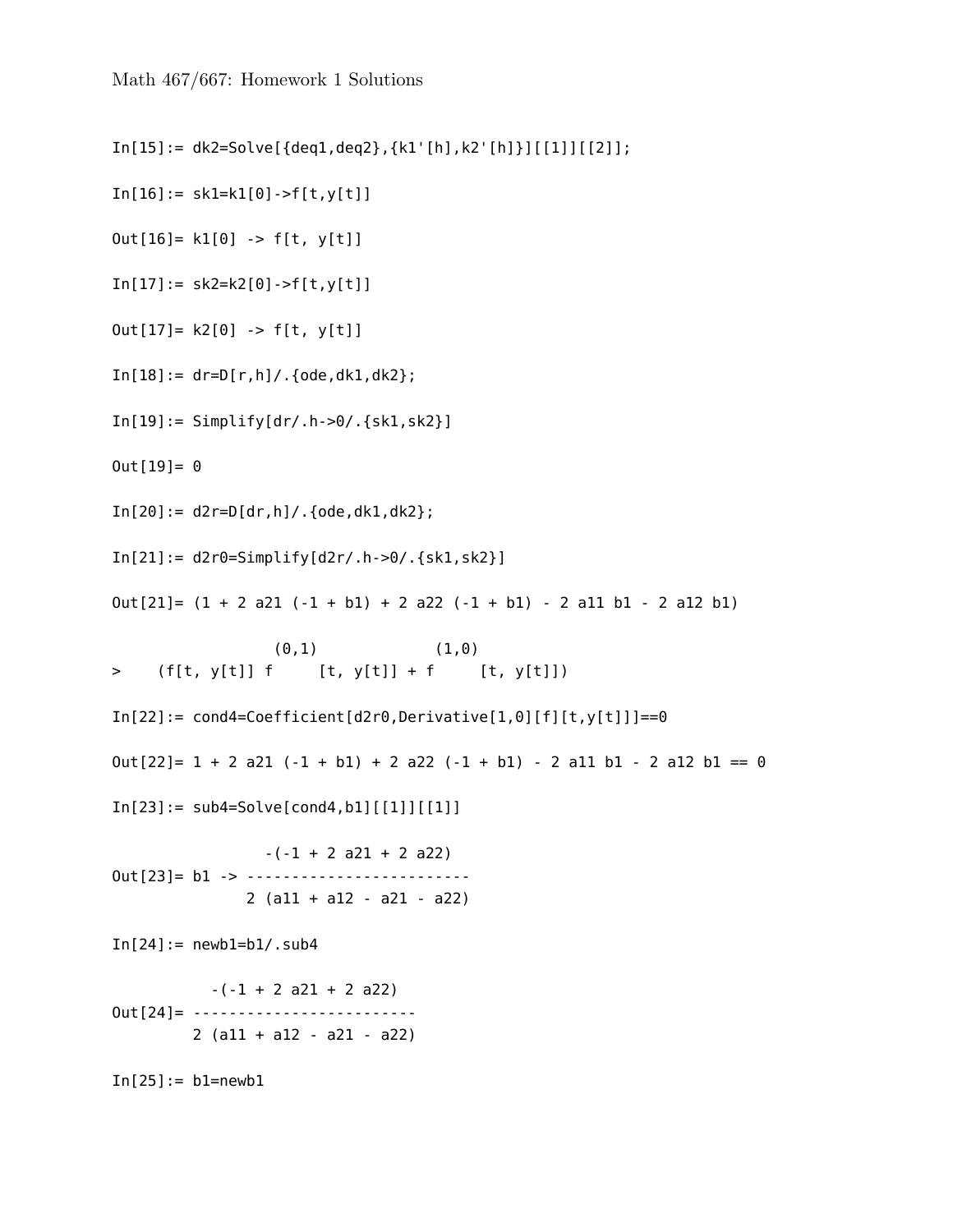Math 467/667: Homework 1 Solutions

```
In[15]:= dk2=Solve[{deq1,deq2},{k1'[h],k2'[h]}][[1]][[2]];

In[16]:= sk1=k1[0]->f[t,y[t]]

Out[16]= k1[0] -> f[t, y[t]]

In[17]:= sk2=k2[0]->f[t,y[t]]

Out[17]= k2[0] -> f[t, y[t]]

In[18]:= dr=D[r,h]/.{ode,dk1,dk2};

In[19]:= Simplify[dr/.h->0/.{sk1,sk2}]

Out[19]= 0

In[20]:= d2r=D[dr,h]/.{ode,dk1,dk2};

In[21]:= d2r0=Simplify[d2r/.h->0/.{sk1,sk2}]

Out[21]= (1 + 2 a21 (-1 + b1) + 2 a22 (-1 + b1) - 2 a11 b1 - 2 a12 b1)

                  (0,1)             (1,0)
>    (f[t, y[t]] f     [t, y[t]] + f     [t, y[t]])

In[22]:= cond4=Coefficient[d2r0,Derivative[1,0][f][t,y[t]]]==0

Out[22]= 1 + 2 a21 (-1 + b1) + 2 a22 (-1 + b1) - 2 a11 b1 - 2 a12 b1 == 0

In[23]:= sub4=Solve[cond4,b1][[1]][[1]]

                -(-1 + 2 a21 + 2 a22)
Out[23]= b1 -> -------------------------
               2 (a11 + a12 - a21 - a22)

In[24]:= newb1=b1/.sub4

          -(-1 + 2 a21 + 2 a22)
Out[24]= -------------------------
         2 (a11 + a12 - a21 - a22)

In[25]:= b1=newb1
```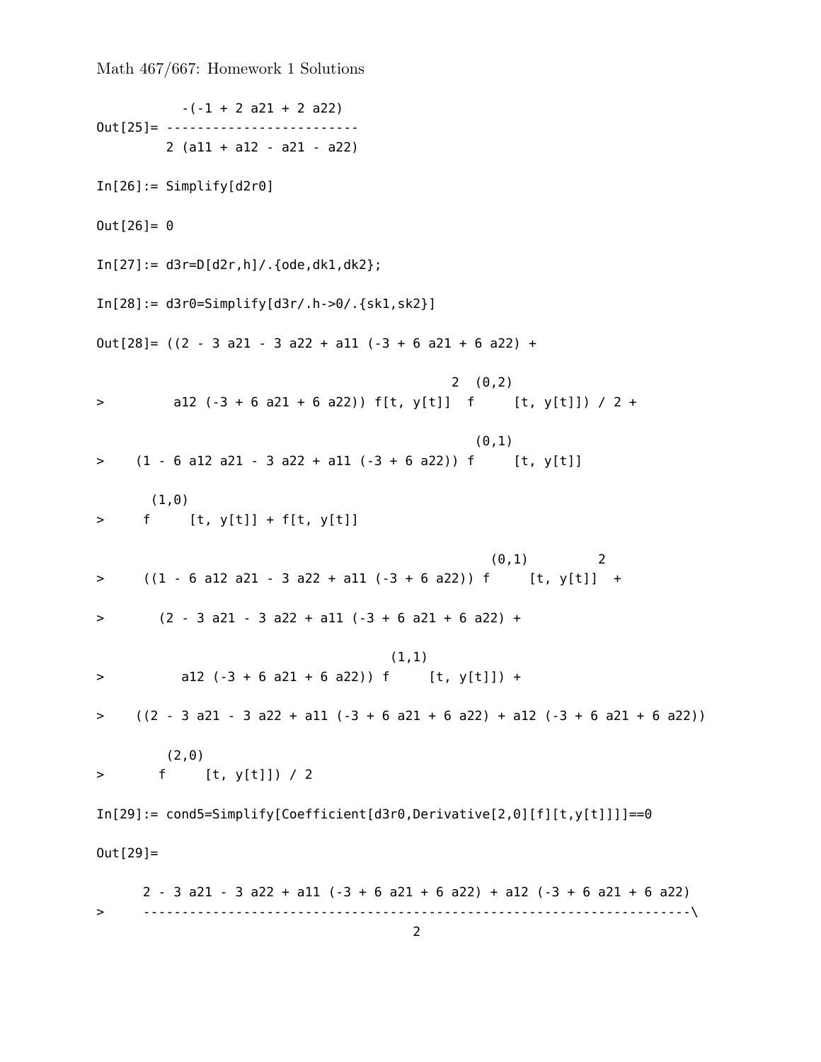```
          -(-1 + 2 a21 + 2 a22)
Out[25]= -------------------------
         2 (a11 + a12 - a21 - a22)

In[26]:= Simplify[d2r0]

Out[26]= 0

In[27]:= d3r=D[d2r,h]/.{ode,dk1,dk2};

In[28]:= d3r0=Simplify[d3r/.h->0/.{sk1,sk2}]

Out[28]= ((2 - 3 a21 - 3 a22 + a11 (-3 + 6 a21 + 6 a22) +

                                                   2  (0,2)
>         a12 (-3 + 6 a21 + 6 a22)) f[t, y[t]]  f     [t, y[t]]) / 2 +

                                                      (0,1)
>    (1 - 6 a12 a21 - 3 a22 + a11 (-3 + 6 a22)) f     [t, y[t]]

      (1,0)
>     f     [t, y[t]] + f[t, y[t]]

                                                        (0,1)         2
>     ((1 - 6 a12 a21 - 3 a22 + a11 (-3 + 6 a22)) f     [t, y[t]]  +

>       (2 - 3 a21 - 3 a22 + a11 (-3 + 6 a21 + 6 a22) +

                                          (1,1)
>          a12 (-3 + 6 a21 + 6 a22)) f     [t, y[t]]) +

>    ((2 - 3 a21 - 3 a22 + a11 (-3 + 6 a21 + 6 a22) + a12 (-3 + 6 a21 + 6 a22))

        (2,0)
>       f     [t, y[t]]) / 2

In[29]:= cond5=Simplify[Coefficient[d3r0,Derivative[2,0][f][t,y[t]]]]==0

Out[29]=

      2 - 3 a21 - 3 a22 + a11 (-3 + 6 a21 + 6 a22) + a12 (-3 + 6 a21 + 6 a22)
>     ----------------------------------------------------------------------\
                                        2
```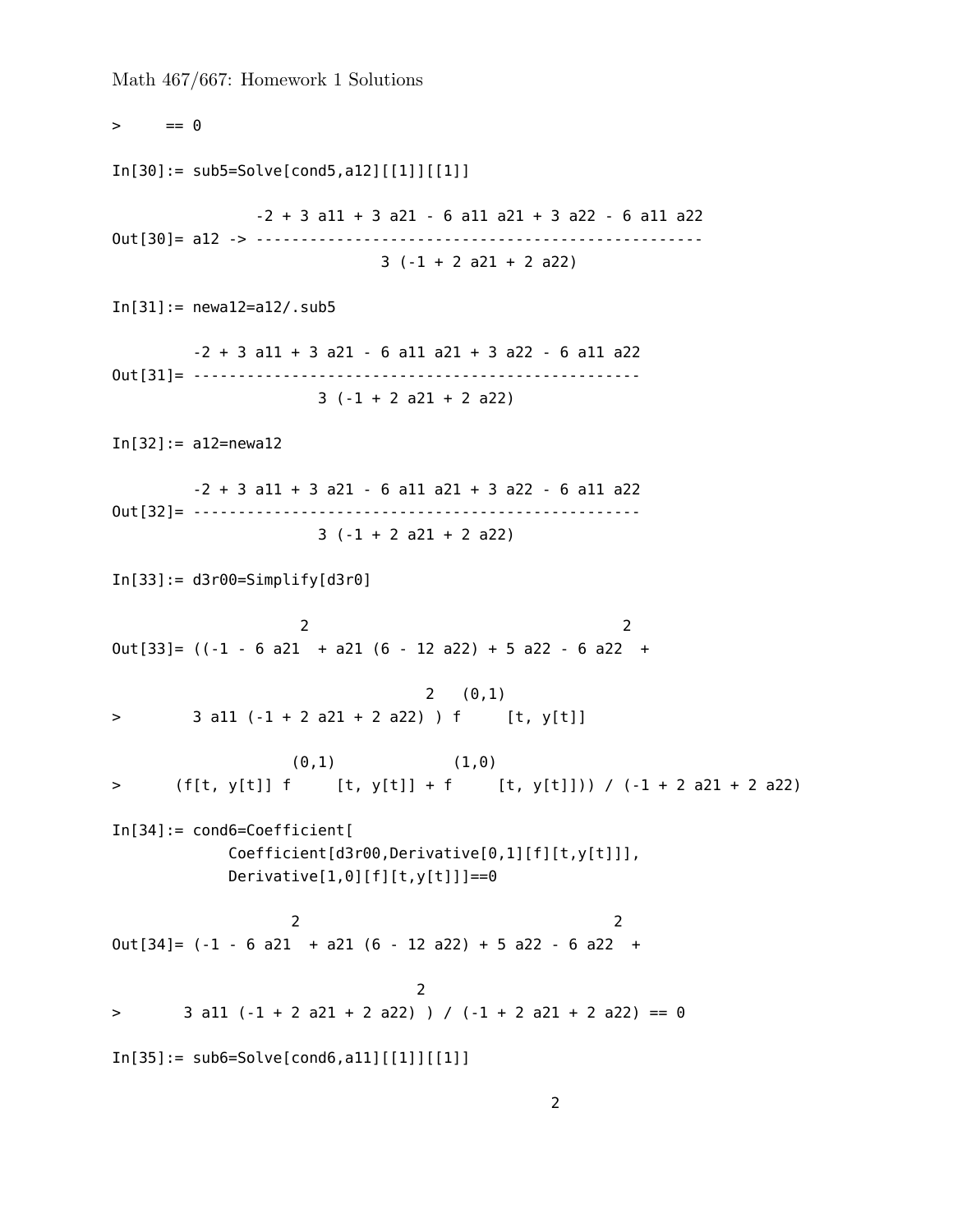```
>     == 0

In[30]:= sub5=Solve[cond5,a12][[1]][[1]]

               -2 + 3 a11 + 3 a21 - 6 a11 a21 + 3 a22 - 6 a11 a22
Out[30]= a12 -> -------------------------------------------------
                             3 (-1 + 2 a21 + 2 a22)

In[31]:= newa12=a12/.sub5

         -2 + 3 a11 + 3 a21 - 6 a11 a21 + 3 a22 - 6 a11 a22
Out[31]= -------------------------------------------------
                       3 (-1 + 2 a21 + 2 a22)

In[32]:= a12=newa12

         -2 + 3 a11 + 3 a21 - 6 a11 a21 + 3 a22 - 6 a11 a22
Out[32]= -------------------------------------------------
                       3 (-1 + 2 a21 + 2 a22)

In[33]:= d3r00=Simplify[d3r0]

                      2                                   2
Out[33]= ((-1 - 6 a21  + a21 (6 - 12 a22) + 5 a22 - 6 a22  +

                                   2   (0,1)
>        3 a11 (-1 + 2 a21 + 2 a22) ) f     [t, y[t]]

                     (0,1)            (1,0)
>      (f[t, y[t]] f     [t, y[t]] + f     [t, y[t]])) / (-1 + 2 a21 + 2 a22)

In[34]:= cond6=Coefficient[
           Coefficient[d3r00,Derivative[0,1][f][t,y[t]]],
           Derivative[1,0][f][t,y[t]]]==0

                    2                                   2
Out[34]= (-1 - 6 a21  + a21 (6 - 12 a22) + 5 a22 - 6 a22  +

                                  2
>       3 a11 (-1 + 2 a21 + 2 a22) ) / (-1 + 2 a21 + 2 a22) == 0

In[35]:= sub6=Solve[cond6,a11][[1]][[1]]
```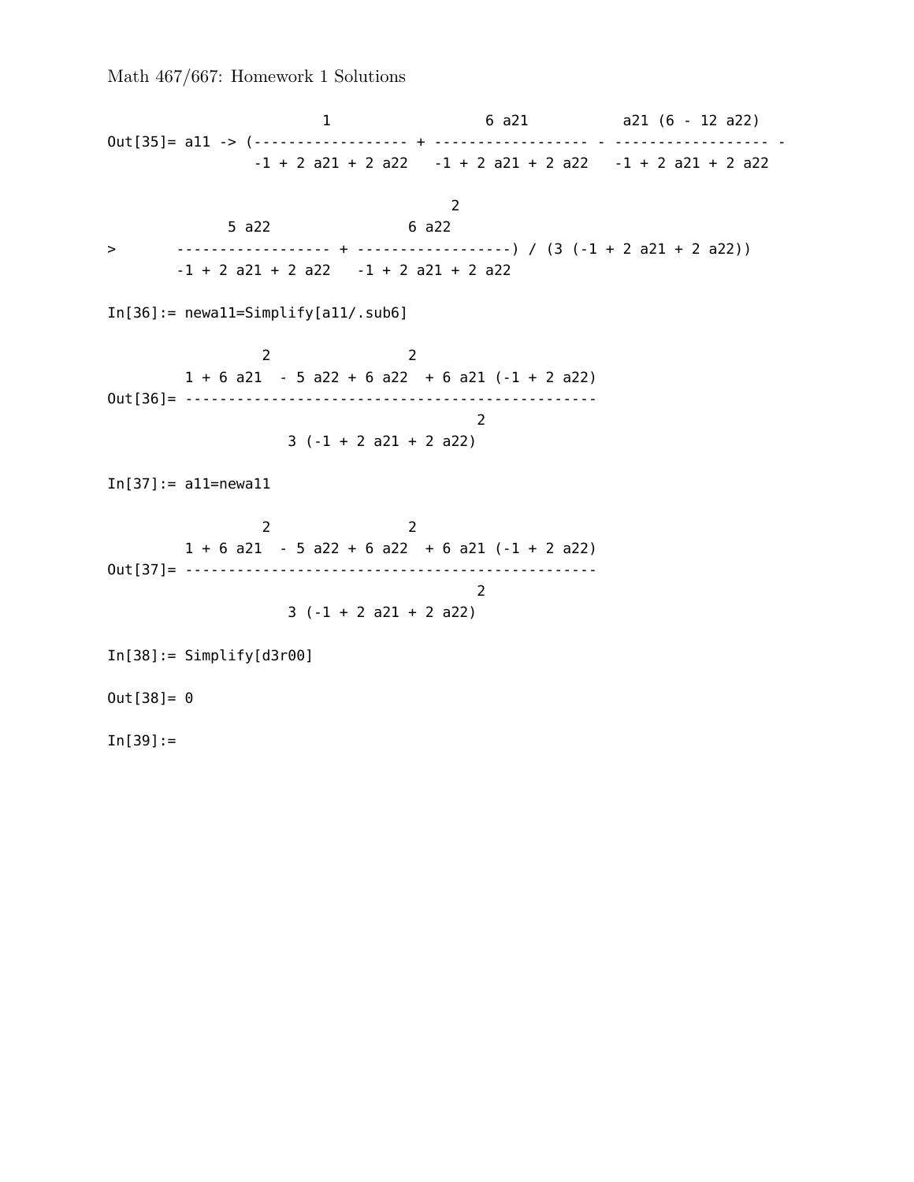```
                       1                  6 a21           a21 (6 - 12 a22)
Out[35]= a11 -> (----------------- + ----------------- - ----------------- -
                 -1 + 2 a21 + 2 a22   -1 + 2 a21 + 2 a22   -1 + 2 a21 + 2 a22

                                               2
             5 a22                  6 a22
>       ----------------- + -----------------) / (3 (-1 + 2 a21 + 2 a22))
        -1 + 2 a21 + 2 a22   -1 + 2 a21 + 2 a22

In[36]:= newa11=Simplify[a11/.sub6]

                  2                2
         1 + 6 a21  - 5 a22 + 6 a22  + 6 a21 (-1 + 2 a22)
Out[36]= ------------------------------------------------
                                                 2
                     3 (-1 + 2 a21 + 2 a22)

In[37]:= a11=newa11

                  2                2
         1 + 6 a21  - 5 a22 + 6 a22  + 6 a21 (-1 + 2 a22)
Out[37]= ------------------------------------------------
                                                 2
                     3 (-1 + 2 a21 + 2 a22)

In[38]:= Simplify[d3r00]

Out[38]= 0

In[39]:=
```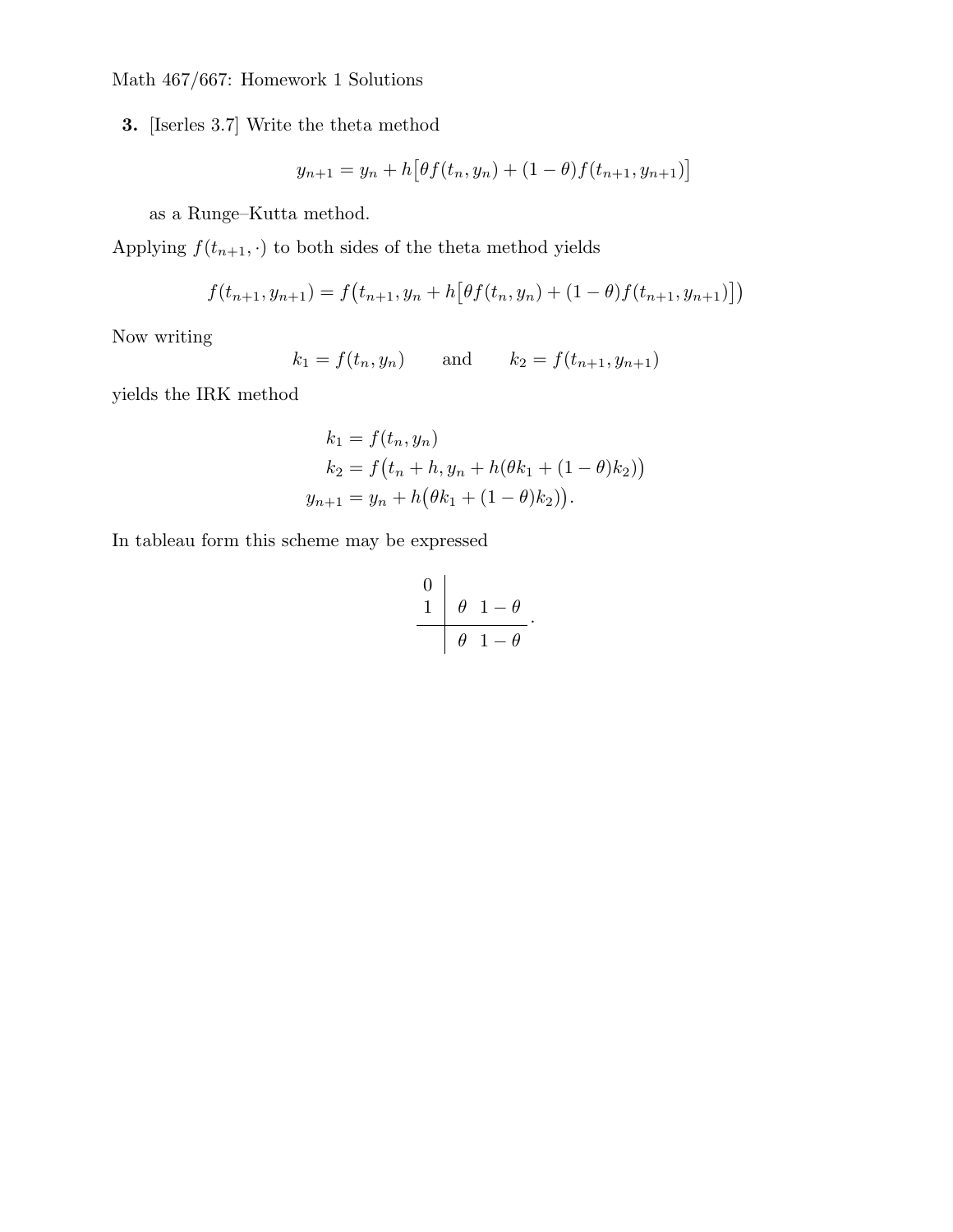Math 467/667: Homework 1 Solutions

**3.** [Iserles 3.7] Write the theta method

$$y_{n+1} = y_n + h\big[\theta f(t_n, y_n) + (1-\theta) f(t_{n+1}, y_{n+1})\big]$$

as a Runge–Kutta method.

Applying $f(t_{n+1}, \cdot)$ to both sides of the theta method yields

$$f(t_{n+1}, y_{n+1}) = f\big(t_{n+1}, y_n + h\big[\theta f(t_n, y_n) + (1-\theta) f(t_{n+1}, y_{n+1})\big]\big)$$

Now writing

$$k_1 = f(t_n, y_n) \qquad \text{and} \qquad k_2 = f(t_{n+1}, y_{n+1})$$

yields the IRK method

$$\begin{aligned} k_1 &= f(t_n, y_n) \\ k_2 &= f\big(t_n + h, y_n + h(\theta k_1 + (1-\theta) k_2)\big) \\ y_{n+1} &= y_n + h\big(\theta k_1 + (1-\theta) k_2\big). \end{aligned}$$

In tableau form this scheme may be expressed

$$\begin{array}{c|cc} 0 & & \\ 1 & \theta & 1-\theta \\ \hline & \theta & 1-\theta \end{array}.$$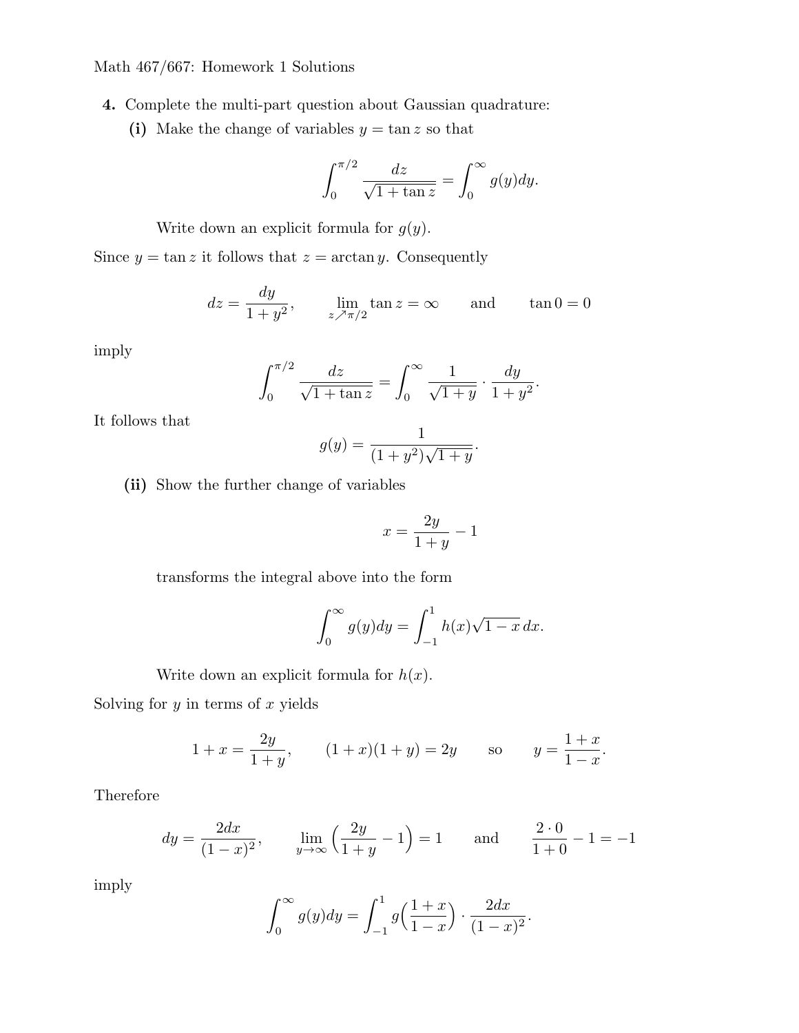Math 467/667: Homework 1 Solutions

**4.** Complete the multi-part question about Gaussian quadrature:

**(i)** Make the change of variables $y = \tan z$ so that

$$\int_0^{\pi/2} \frac{dz}{\sqrt{1+\tan z}} = \int_0^\infty g(y)dy.$$

Write down an explicit formula for $g(y)$.

Since $y = \tan z$ it follows that $z = \arctan y$. Consequently

$$dz = \frac{dy}{1+y^2}, \qquad \lim_{z \nearrow \pi/2} \tan z = \infty \qquad \text{and} \qquad \tan 0 = 0$$

imply

$$\int_0^{\pi/2} \frac{dz}{\sqrt{1+\tan z}} = \int_0^\infty \frac{1}{\sqrt{1+y}} \cdot \frac{dy}{1+y^2}.$$

It follows that

$$g(y) = \frac{1}{(1+y^2)\sqrt{1+y}}.$$

**(ii)** Show the further change of variables

$$x = \frac{2y}{1+y} - 1$$

transforms the integral above into the form

$$\int_0^\infty g(y)dy = \int_{-1}^1 h(x)\sqrt{1-x}\,dx.$$

Write down an explicit formula for $h(x)$.

Solving for $y$ in terms of $x$ yields

$$1 + x = \frac{2y}{1+y}, \qquad (1+x)(1+y) = 2y \qquad \text{so} \qquad y = \frac{1+x}{1-x}.$$

Therefore

$$dy = \frac{2dx}{(1-x)^2}, \qquad \lim_{y\to\infty}\Big(\frac{2y}{1+y} - 1\Big) = 1 \qquad \text{and} \qquad \frac{2\cdot 0}{1+0} - 1 = -1$$

imply

$$\int_0^\infty g(y)dy = \int_{-1}^1 g\Big(\frac{1+x}{1-x}\Big)\cdot\frac{2dx}{(1-x)^2}.$$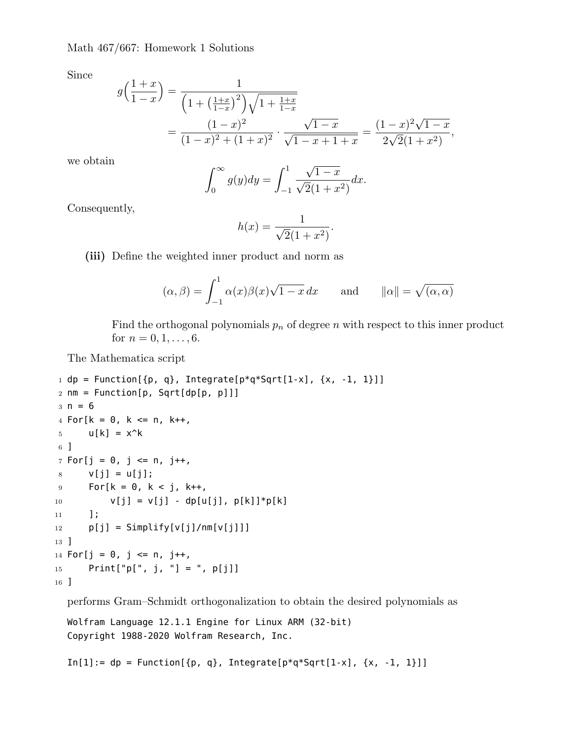Since

$$
\begin{aligned}
g\Big(\frac{1+x}{1-x}\Big) &= \frac{1}{\Big(1+\big(\frac{1+x}{1-x}\big)^2\Big)\sqrt{1+\frac{1+x}{1-x}}} \\
&= \frac{(1-x)^2}{(1-x)^2+(1+x)^2}\cdot\frac{\sqrt{1-x}}{\sqrt{1-x+1+x}} = \frac{(1-x)^2\sqrt{1-x}}{2\sqrt{2}(1+x^2)},
\end{aligned}
$$

we obtain

$$
\int_0^\infty g(y)dy = \int_{-1}^1 \frac{\sqrt{1-x}}{\sqrt{2}(1+x^2)}dx.
$$

Consequently,

$$
h(x) = \frac{1}{\sqrt{2}(1+x^2)}.
$$

**(iii)** Define the weighted inner product and norm as

$$
(\alpha,\beta) = \int_{-1}^1 \alpha(x)\beta(x)\sqrt{1-x}\,dx \qquad \text{and} \qquad \|\alpha\| = \sqrt{(\alpha,\alpha)}
$$

Find the orthogonal polynomials $p_n$ of degree $n$ with respect to this inner product for $n = 0, 1, \ldots, 6$.

The Mathematica script

```
dp = Function[{p, q}, Integrate[p*q*Sqrt[1-x], {x, -1, 1}]]
nm = Function[p, Sqrt[dp[p, p]]]
n = 6
For[k = 0, k <= n, k++,
    u[k] = x^k
]
For[j = 0, j <= n, j++,
    v[j] = u[j];
    For[k = 0, k < j, k++,
        v[j] = v[j] - dp[u[j], p[k]]*p[k]
    ];
    p[j] = Simplify[v[j]/nm[v[j]]]
]
For[j = 0, j <= n, j++,
    Print["p[", j, "] = ", p[j]]
]
```

performs Gram–Schmidt orthogonalization to obtain the desired polynomials as

```
Wolfram Language 12.1.1 Engine for Linux ARM (32-bit)
Copyright 1988-2020 Wolfram Research, Inc.

In[1]:= dp = Function[{p, q}, Integrate[p*q*Sqrt[1-x], {x, -1, 1}]]
```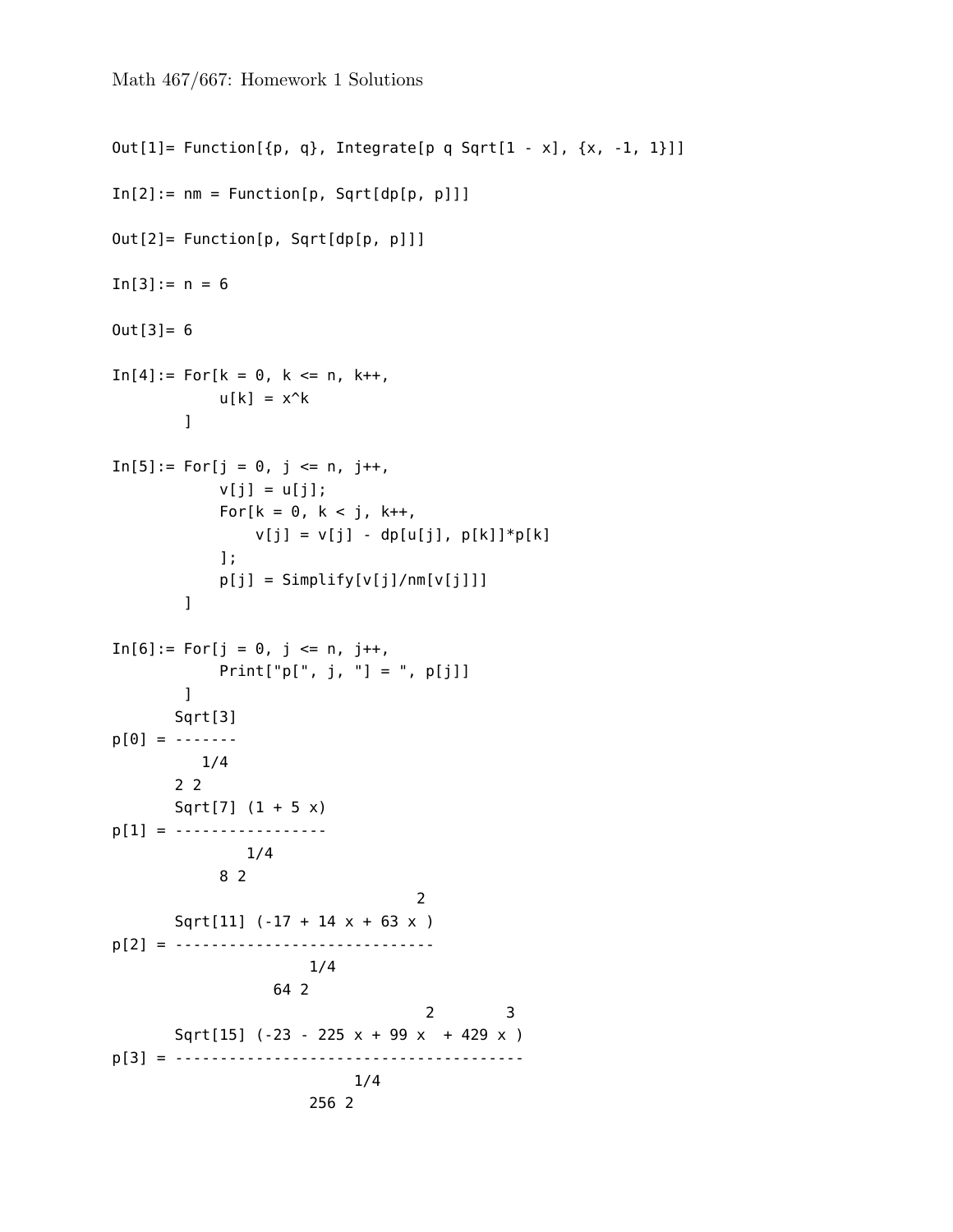Math 467/667: Homework 1 Solutions

```
Out[1]= Function[{p, q}, Integrate[p q Sqrt[1 - x], {x, -1, 1}]]

In[2]:= nm = Function[p, Sqrt[dp[p, p]]]

Out[2]= Function[p, Sqrt[dp[p, p]]]

In[3]:= n = 6

Out[3]= 6

In[4]:= For[k = 0, k <= n, k++,
            u[k] = x^k
        ]

In[5]:= For[j = 0, j <= n, j++,
            v[j] = u[j];
            For[k = 0, k < j, k++,
                v[j] = v[j] - dp[u[j], p[k]]*p[k]
            ];
            p[j] = Simplify[v[j]/nm[v[j]]]
        ]

In[6]:= For[j = 0, j <= n, j++,
            Print["p[", j, "] = ", p[j]]
        ]
       Sqrt[3]
p[0] = -------
          1/4
       2 2
       Sqrt[7] (1 + 5 x)
p[1] = -----------------
              1/4
           8 2
                                  2
       Sqrt[11] (-17 + 14 x + 63 x )
p[2] = -----------------------------
                     1/4
                 64 2
                                   2        3
       Sqrt[15] (-23 - 225 x + 99 x  + 429 x )
p[3] = ---------------------------------------
                          1/4
                     256 2
```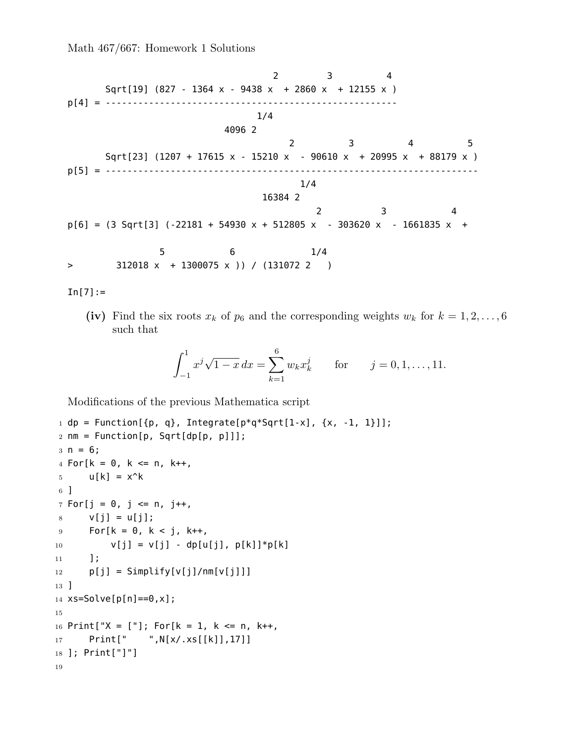```
                                   2          3           4
       Sqrt[19] (827 - 1364 x - 9438 x  + 2860 x  + 12155 x )
p[4] = ------------------------------------------------------
                                    1/4
                              4096 2
                                      2           3           4           5
       Sqrt[23] (1207 + 17615 x - 15210 x  - 90610 x  + 20995 x  + 88179 x )
p[5] = ---------------------------------------------------------------------
                                          1/4
                                   16384 2
                                           2            3             4
p[6] = (3 Sqrt[3] (-22181 + 54930 x + 512805 x  - 303620 x  - 1661835 x  +

                5            6                1/4
>       312018 x  + 1300075 x )) / (131072 2   )

In[7]:=
```

**(iv)** Find the six roots $x_k$ of $p_6$ and the corresponding weights $w_k$ for $k = 1, 2, \ldots, 6$ such that

$$\int_{-1}^{1} x^j \sqrt{1-x}\, dx = \sum_{k=1}^{6} w_k x_k^j \qquad \text{for} \qquad j = 0, 1, \ldots, 11.$$

Modifications of the previous Mathematica script

```
dp = Function[{p, q}, Integrate[p*q*Sqrt[1-x], {x, -1, 1}]];
nm = Function[p, Sqrt[dp[p, p]]];
n = 6;
For[k = 0, k <= n, k++,
    u[k] = x^k
]
For[j = 0, j <= n, j++,
    v[j] = u[j];
    For[k = 0, k < j, k++,
        v[j] = v[j] - dp[u[j], p[k]]*p[k]
    ];
    p[j] = Simplify[v[j]/nm[v[j]]]
]
xs=Solve[p[n]==0,x];

Print["X = ["]; For[k = 1, k <= n, k++,
    Print["    ",N[x/.xs[[k]],17]]
]; Print["]"]

```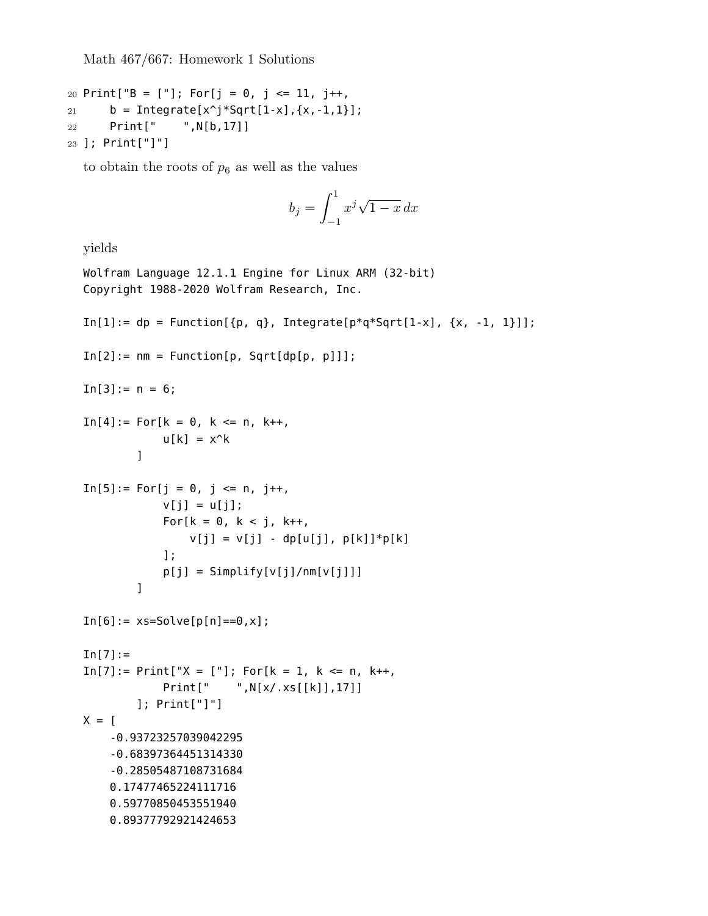Math 467/667: Homework 1 Solutions

```
20 Print["B = ["]; For[j = 0, j <= 11, j++,
21     b = Integrate[x^j*Sqrt[1-x],{x,-1,1}];
22     Print["    ",N[b,17]]
23 ]; Print["]"]
```

to obtain the roots of $p_6$ as well as the values

$$b_j = \int_{-1}^{1} x^j \sqrt{1-x}\, dx$$

yields

```
Wolfram Language 12.1.1 Engine for Linux ARM (32-bit)
Copyright 1988-2020 Wolfram Research, Inc.

In[1]:= dp = Function[{p, q}, Integrate[p*q*Sqrt[1-x], {x, -1, 1}]];

In[2]:= nm = Function[p, Sqrt[dp[p, p]]];

In[3]:= n = 6;

In[4]:= For[k = 0, k <= n, k++,
            u[k] = x^k
        ]

In[5]:= For[j = 0, j <= n, j++,
            v[j] = u[j];
            For[k = 0, k < j, k++,
                v[j] = v[j] - dp[u[j], p[k]]*p[k]
            ];
            p[j] = Simplify[v[j]/nm[v[j]]]
        ]

In[6]:= xs=Solve[p[n]==0,x];

In[7]:=
In[7]:= Print["X = ["]; For[k = 1, k <= n, k++,
            Print["    ",N[x/.xs[[k]],17]]
        ]; Print["]"]
X = [
    -0.93723257039042295
    -0.68397364451314330
    -0.28505487108731684
    0.17477465224111716
    0.59770850453551940
    0.89377792921424653
```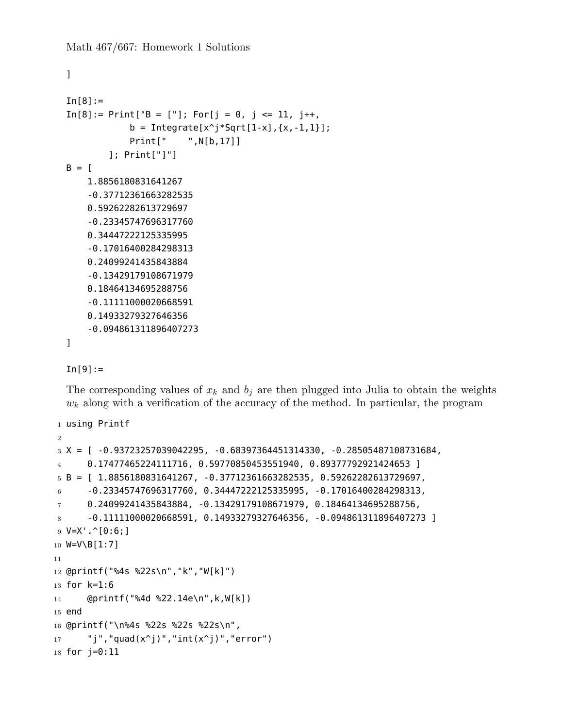]

```
In[8]:=
In[8]:= Print["B = ["]; For[j = 0, j <= 11, j++,
            b = Integrate[x^j*Sqrt[1-x],{x,-1,1}];
            Print["    ",N[b,17]]
        ]; Print["]"]
B = [
    1.8856180831641267
    -0.37712361663282535
    0.59262282613729697
    -0.23345747696317760
    0.34447222125335995
    -0.17016400284298313
    0.24099241435843884
    -0.13429179108671979
    0.18464134695288756
    -0.11111000020668591
    0.14933279327646356
    -0.094861311896407273
]

In[9]:=
```

The corresponding values of $x_k$ and $b_j$ are then plugged into Julia to obtain the weights $w_k$ along with a verification of the accuracy of the method. In particular, the program

```
using Printf

X = [ -0.93723257039042295, -0.68397364451314330, -0.28505487108731684,
    0.17477465224111716, 0.59770850453551940, 0.89377792921424653 ]
B = [ 1.8856180831641267, -0.37712361663282535, 0.59262282613729697,
    -0.23345747696317760, 0.34447222125335995, -0.17016400284298313,
    0.24099241435843884, -0.13429179108671979, 0.18464134695288756,
    -0.11111000020668591, 0.14933279327646356, -0.094861311896407273 ]
V=X'.^[0:6;]
W=V\B[1:7]

@printf("%4s %22s\n","k","W[k]")
for k=1:6
    @printf("%4d %22.14e\n",k,W[k])
end
@printf("\n%4s %22s %22s %22s\n",
    "j","quad(x^j)","int(x^j)","error")
for j=0:11
```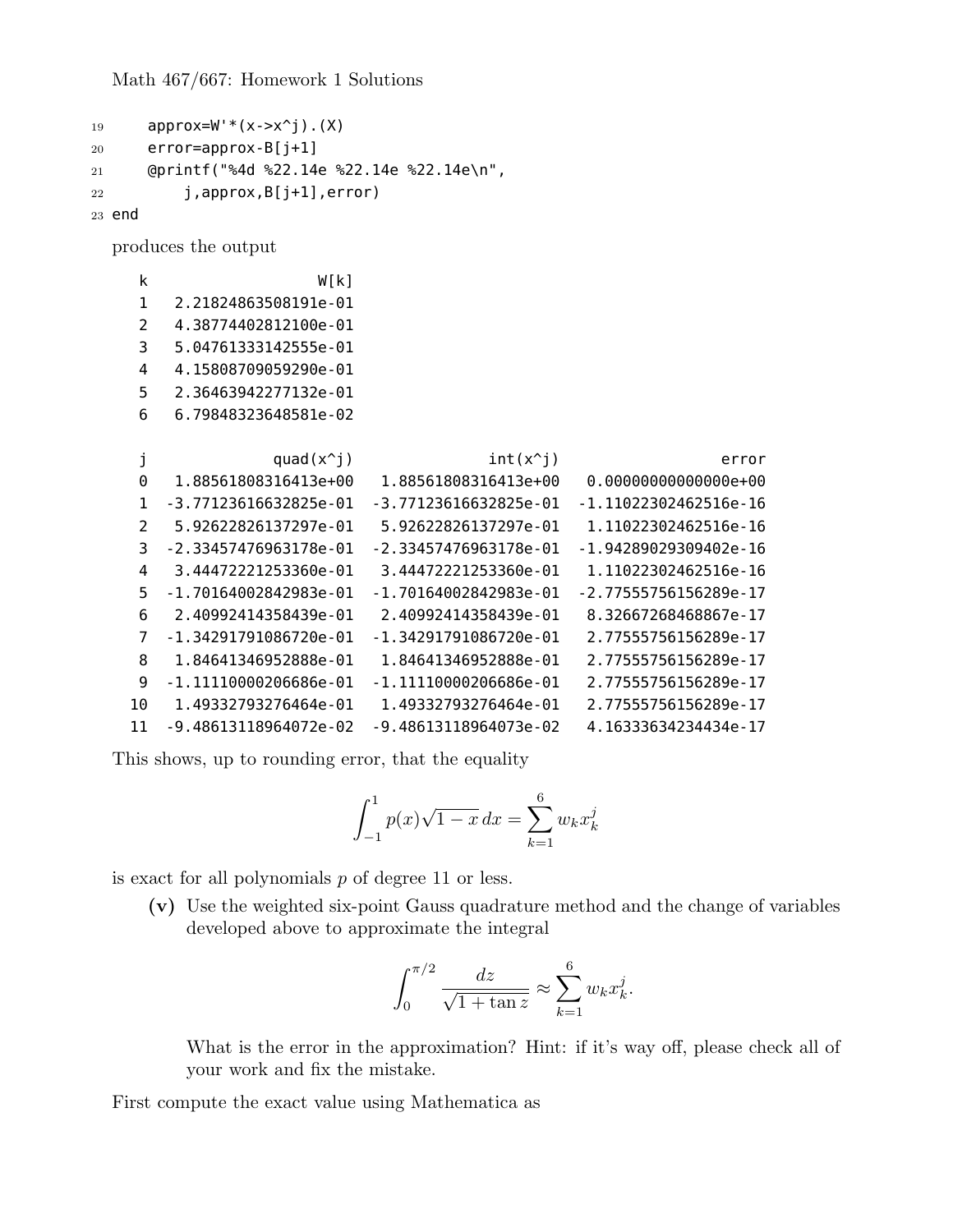Math 467/667: Homework 1 Solutions

```
19     approx=W'*(x->x^j).(X)
20     error=approx-B[j+1]
21     @printf("%4d %22.14e %22.14e %22.14e\n",
22         j,approx,B[j+1],error)
23 end
```

produces the output

```
   k                   W[k]
   1   2.21824863508191e-01
   2   4.38774402812100e-01
   3   5.04761333142555e-01
   4   4.15808709059290e-01
   5   2.36463942277132e-01
   6   6.79848323648581e-02

   j            quad(x^j)               int(x^j)                  error
   0   1.88561808316413e+00   1.88561808316413e+00   0.00000000000000e+00
   1  -3.77123616632825e-01  -3.77123616632825e-01  -1.11022302462516e-16
   2   5.92622826137297e-01   5.92622826137297e-01   1.11022302462516e-16
   3  -2.33457476963178e-01  -2.33457476963178e-01  -1.94289029309402e-16
   4   3.44472221253360e-01   3.44472221253360e-01   1.11022302462516e-16
   5  -1.70164002842983e-01  -1.70164002842983e-01  -2.77555756156289e-17
   6   2.40992414358439e-01   2.40992414358439e-01   8.32667268468867e-17
   7  -1.34291791086720e-01  -1.34291791086720e-01   2.77555756156289e-17
   8   1.84641346952888e-01   1.84641346952888e-01   2.77555756156289e-17
   9  -1.11110000206686e-01  -1.11110000206686e-01   2.77555756156289e-17
  10   1.49332793276464e-01   1.49332793276464e-01   2.77555756156289e-17
  11  -9.48613118964072e-02  -9.48613118964073e-02   4.16333634234434e-17
```

This shows, up to rounding error, that the equality

$$\int_{-1}^{1} p(x)\sqrt{1-x}\,dx = \sum_{k=1}^{6} w_k x_k^j$$

is exact for all polynomials $p$ of degree 11 or less.

**(v)** Use the weighted six-point Gauss quadrature method and the change of variables developed above to approximate the integral

$$\int_0^{\pi/2} \frac{dz}{\sqrt{1+\tan z}} \approx \sum_{k=1}^{6} w_k x_k^j.$$

What is the error in the approximation? Hint: if it's way off, please check all of your work and fix the mistake.

First compute the exact value using Mathematica as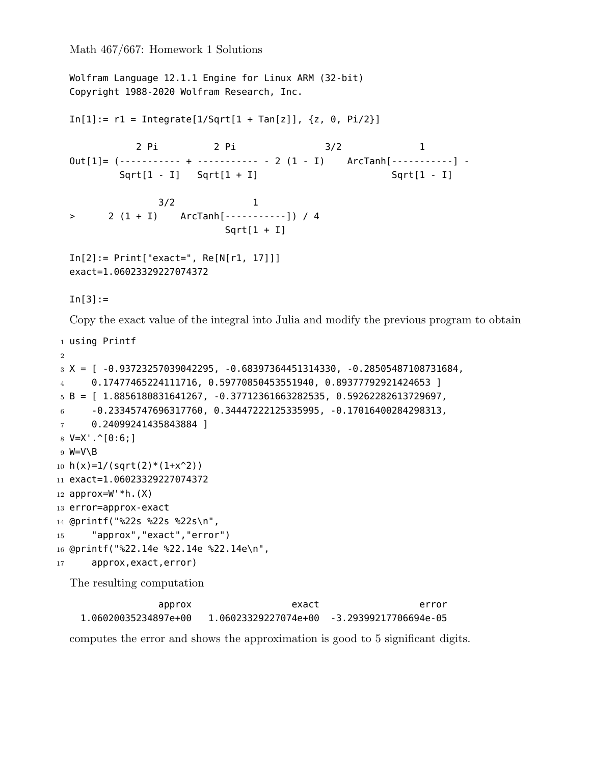Math 467/667: Homework 1 Solutions

```
Wolfram Language 12.1.1 Engine for Linux ARM (32-bit)
Copyright 1988-2020 Wolfram Research, Inc.

In[1]:= r1 = Integrate[1/Sqrt[1 + Tan[z]], {z, 0, Pi/2}]

             2 Pi          2 Pi                3/2              1
Out[1]= (----------- + ----------- - 2 (1 - I)    ArcTanh[-----------] -
         Sqrt[1 - I]   Sqrt[1 + I]                        Sqrt[1 - I]

                3/2             1
>      2 (1 + I)    ArcTanh[-----------]) / 4
                             Sqrt[1 + I]

In[2]:= Print["exact=", Re[N[r1, 17]]]
exact=1.06023329227074372

In[3]:=
```

Copy the exact value of the integral into Julia and modify the previous program to obtain

```
using Printf

X = [ -0.93723257039042295, -0.68397364451314330, -0.28505487108731684,
    0.17477465224111716, 0.59770850453551940, 0.89377792921424653 ]
B = [ 1.8856180831641267, -0.37712361663282535, 0.59262282613729697,
    -0.23345747696317760, 0.34447222125335995, -0.17016400284298313,
    0.24099241435843884 ]
V=X'.^[0:6;]
W=V\B
h(x)=1/(sqrt(2)*(1+x^2))
exact=1.06023329227074372
approx=W'*h.(X)
error=approx-exact
@printf("%22s %22s %22s\n",
    "approx","exact","error")
@printf("%22.14e %22.14e %22.14e\n",
    approx,exact,error)
```

The resulting computation

```
                approx                  exact                  error
  1.06020035234897e+00   1.06023329227074e+00  -3.29399217706694e-05
```

computes the error and shows the approximation is good to 5 significant digits.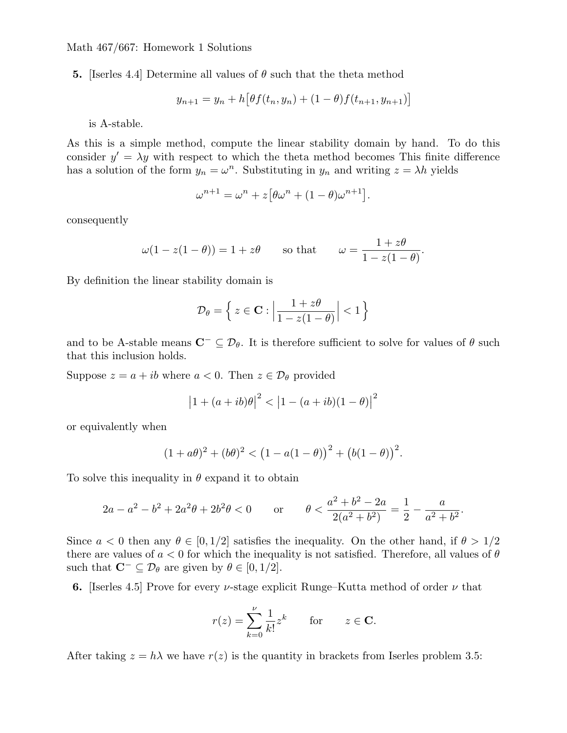Math 467/667: Homework 1 Solutions

**5.** [Iserles 4.4] Determine all values of $\theta$ such that the theta method

$$y_{n+1} = y_n + h\big[\theta f(t_n, y_n) + (1-\theta) f(t_{n+1}, y_{n+1})\big]$$

is A-stable.

As this is a simple method, compute the linear stability domain by hand. To do this consider $y' = \lambda y$ with respect to which the theta method becomes This finite difference has a solution of the form $y_n = \omega^n$. Substituting in $y_n$ and writing $z = \lambda h$ yields

$$\omega^{n+1} = \omega^n + z\big[\theta\omega^n + (1-\theta)\omega^{n+1}\big].$$

consequently

$$\omega(1 - z(1-\theta)) = 1 + z\theta \qquad \text{so that} \qquad \omega = \frac{1+z\theta}{1-z(1-\theta)}.$$

By definition the linear stability domain is

$$\mathcal{D}_\theta = \Big\{\, z \in \mathbf{C} : \Big|\frac{1+z\theta}{1-z(1-\theta)}\Big| < 1 \Big\}$$

and to be A-stable means $\mathbf{C}^- \subseteq \mathcal{D}_\theta$. It is therefore sufficient to solve for values of $\theta$ such that this inclusion holds.

Suppose $z = a + ib$ where $a < 0$. Then $z \in \mathcal{D}_\theta$ provided

$$\big|1 + (a+ib)\theta\big|^2 < \big|1 - (a+ib)(1-\theta)\big|^2$$

or equivalently when

$$(1 + a\theta)^2 + (b\theta)^2 < \big(1 - a(1-\theta)\big)^2 + \big(b(1-\theta)\big)^2.$$

To solve this inequality in $\theta$ expand it to obtain

$$2a - a^2 - b^2 + 2a^2\theta + 2b^2\theta < 0 \qquad \text{or} \qquad \theta < \frac{a^2 + b^2 - 2a}{2(a^2+b^2)} = \frac{1}{2} - \frac{a}{a^2+b^2}.$$

Since $a < 0$ then any $\theta \in [0, 1/2]$ satisfies the inequality. On the other hand, if $\theta > 1/2$ there are values of $a < 0$ for which the inequality is not satisfied. Therefore, all values of $\theta$ such that $\mathbf{C}^- \subseteq \mathcal{D}_\theta$ are given by $\theta \in [0, 1/2]$.

**6.** [Iserles 4.5] Prove for every $\nu$-stage explicit Runge–Kutta method of order $\nu$ that

$$r(z) = \sum_{k=0}^{\nu} \frac{1}{k!} z^k \qquad \text{for} \qquad z \in \mathbf{C}.$$

After taking $z = h\lambda$ we have $r(z)$ is the quantity in brackets from Iserles problem 3.5: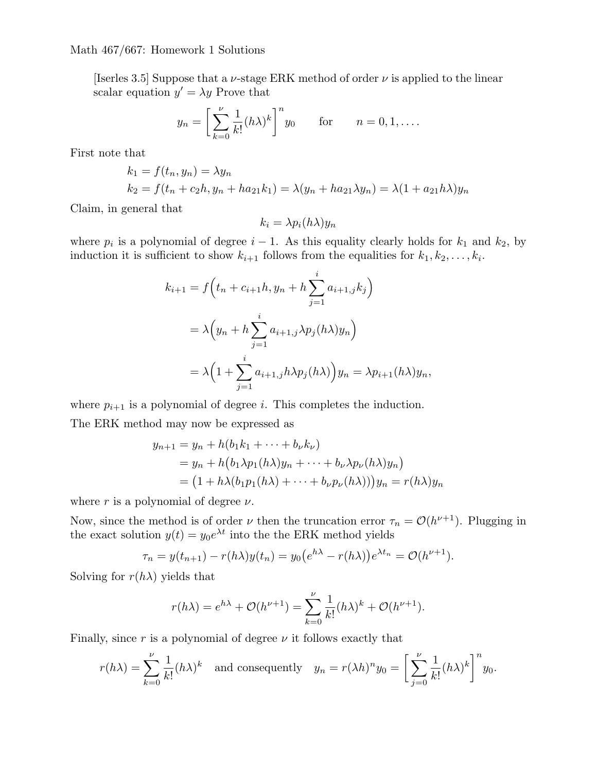Math 467/667: Homework 1 Solutions

[Iserles 3.5] Suppose that a $\nu$-stage ERK method of order $\nu$ is applied to the linear scalar equation $y' = \lambda y$ Prove that

$$y_n = \left[ \sum_{k=0}^{\nu} \frac{1}{k!}(h\lambda)^k \right]^n y_0 \qquad \text{for} \qquad n = 0, 1, \ldots.$$

First note that

$$k_1 = f(t_n, y_n) = \lambda y_n$$
$$k_2 = f(t_n + c_2 h, y_n + h a_{21} k_1) = \lambda(y_n + h a_{21} \lambda y_n) = \lambda(1 + a_{21} h\lambda) y_n$$

Claim, in general that

$$k_i = \lambda p_i(h\lambda) y_n$$

where $p_i$ is a polynomial of degree $i - 1$. As this equality clearly holds for $k_1$ and $k_2$, by induction it is sufficient to show $k_{i+1}$ follows from the equalities for $k_1, k_2, \ldots, k_i$.

$$\begin{aligned}
k_{i+1} &= f\Big(t_n + c_{i+1}h, y_n + h \sum_{j=1}^{i} a_{i+1,j} k_j\Big) \\
&= \lambda\Big(y_n + h \sum_{j=1}^{i} a_{i+1,j} \lambda p_j(h\lambda) y_n\Big) \\
&= \lambda\Big(1 + \sum_{j=1}^{i} a_{i+1,j} h\lambda p_j(h\lambda)\Big) y_n = \lambda p_{i+1}(h\lambda) y_n,
\end{aligned}$$

where $p_{i+1}$ is a polynomial of degree $i$. This completes the induction.

The ERK method may now be expressed as

$$\begin{aligned}
y_{n+1} &= y_n + h(b_1 k_1 + \cdots + b_\nu k_\nu) \\
&= y_n + h\big(b_1 \lambda p_1(h\lambda) y_n + \cdots + b_\nu \lambda p_\nu(h\lambda) y_n\big) \\
&= \big(1 + h\lambda(b_1 p_1(h\lambda) + \cdots + b_\nu p_\nu(h\lambda))\big) y_n = r(h\lambda) y_n
\end{aligned}$$

where $r$ is a polynomial of degree $\nu$.

Now, since the method is of order $\nu$ then the truncation error $\tau_n = \mathcal{O}(h^{\nu+1})$. Plugging in the exact solution $y(t) = y_0 e^{\lambda t}$ into the the ERK method yields

$$\tau_n = y(t_{n+1}) - r(h\lambda) y(t_n) = y_0\big(e^{h\lambda} - r(h\lambda)\big) e^{\lambda t_n} = \mathcal{O}(h^{\nu+1}).$$

Solving for $r(h\lambda)$ yields that

$$r(h\lambda) = e^{h\lambda} + \mathcal{O}(h^{\nu+1}) = \sum_{k=0}^{\nu} \frac{1}{k!}(h\lambda)^k + \mathcal{O}(h^{\nu+1}).$$

Finally, since $r$ is a polynomial of degree $\nu$ it follows exactly that

$$r(h\lambda) = \sum_{k=0}^{\nu} \frac{1}{k!}(h\lambda)^k \quad \text{and consequently} \quad y_n = r(\lambda h)^n y_0 = \left[ \sum_{j=0}^{\nu} \frac{1}{k!}(h\lambda)^k \right]^n y_0.$$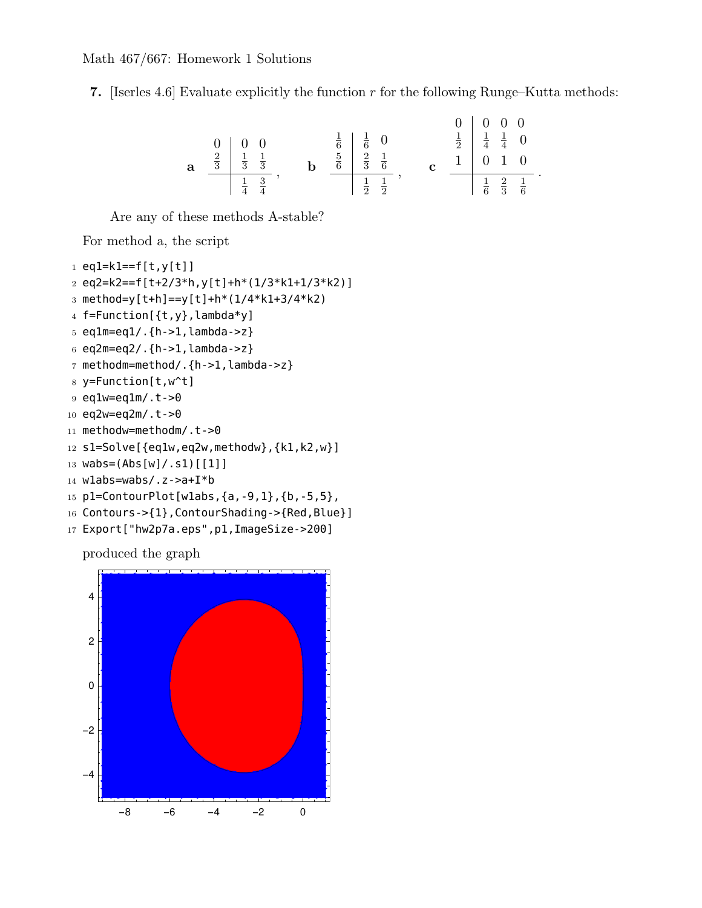**7.** [Iserles 4.6] Evaluate explicitly the function $r$ for the following Runge–Kutta methods:

$$
\textbf{a} \quad \begin{array}{c|cc} 0 & 0 & 0 \\ \frac{2}{3} & \frac{1}{3} & \frac{1}{3} \\ \hline & \frac{1}{4} & \frac{3}{4} \end{array}, \qquad
\textbf{b} \quad \begin{array}{c|cc} \frac{1}{6} & \frac{1}{6} & 0 \\ \frac{5}{6} & \frac{2}{3} & \frac{1}{6} \\ \hline & \frac{1}{2} & \frac{1}{2} \end{array}, \qquad
\textbf{c} \quad \begin{array}{c|ccc} 0 & 0 & 0 & 0 \\ \frac{1}{2} & \frac{1}{4} & \frac{1}{4} & 0 \\ 1 & 0 & 1 & 0 \\ \hline & \frac{1}{6} & \frac{2}{3} & \frac{1}{6} \end{array}.
$$

Are any of these methods A-stable?

For method a, the script

```
1  eq1=k1==f[t,y[t]]
2  eq2=k2==f[t+2/3*h,y[t]+h*(1/3*k1+1/3*k2)]
3  method=y[t+h]==y[t]+h*(1/4*k1+3/4*k2)
4  f=Function[{t,y},lambda*y]
5  eq1m=eq1/.{h->1,lambda->z}
6  eq2m=eq2/.{h->1,lambda->z}
7  methodm=method/.{h->1,lambda->z}
8  y=Function[t,w^t]
9  eq1w=eq1m/.t->0
10 eq2w=eq2m/.t->0
11 methodw=methodm/.t->0
12 s1=Solve[{eq1w,eq2w,methodw},{k1,k2,w}]
13 wabs=(Abs[w]/.s1)[[1]]
14 w1abs=wabs/.z->a+I*b
15 p1=ContourPlot[w1abs,{a,-9,1},{b,-5,5},
16 Contours->{1},ContourShading->{Red,Blue}]
17 Export["hw2p7a.eps",p1,ImageSize->200]
```

produced the graph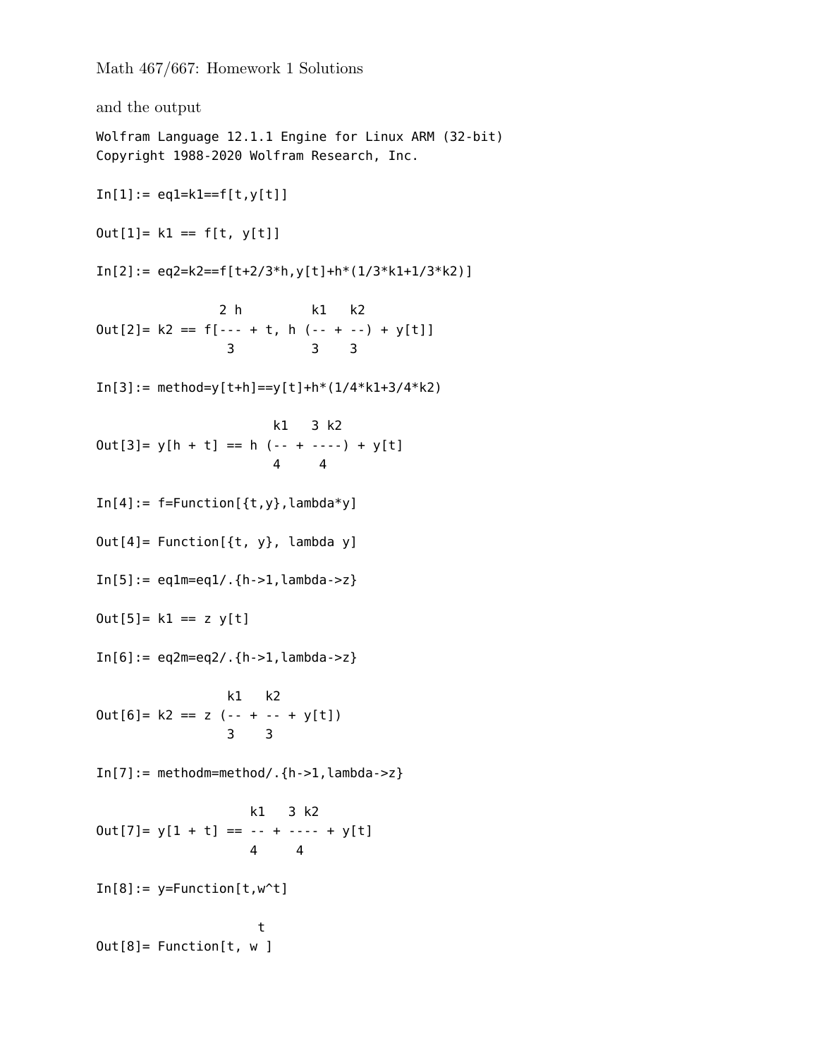and the output

```
Wolfram Language 12.1.1 Engine for Linux ARM (32-bit)
Copyright 1988-2020 Wolfram Research, Inc.

In[1]:= eq1=k1==f[t,y[t]]

Out[1]= k1 == f[t, y[t]]

In[2]:= eq2=k2==f[t+2/3*h,y[t]+h*(1/3*k1+1/3*k2)]

               2 h         k1   k2
Out[2]= k2 == f[--- + t, h (-- + --) + y[t]]
                3          3    3

In[3]:= method=y[t+h]==y[t]+h*(1/4*k1+3/4*k2)

                       k1   3 k2
Out[3]= y[h + t] == h (-- + ----) + y[t]
                       4     4

In[4]:= f=Function[{t,y},lambda*y]

Out[4]= Function[{t, y}, lambda y]

In[5]:= eq1m=eq1/.{h->1,lambda->z}

Out[5]= k1 == z y[t]

In[6]:= eq2m=eq2/.{h->1,lambda->z}

                k1   k2
Out[6]= k2 == z (-- + -- + y[t])
                3    3

In[7]:= methodm=method/.{h->1,lambda->z}

                    k1   3 k2
Out[7]= y[1 + t] == -- + ---- + y[t]
                    4     4

In[8]:= y=Function[t,w^t]

                     t
Out[8]= Function[t, w ]
```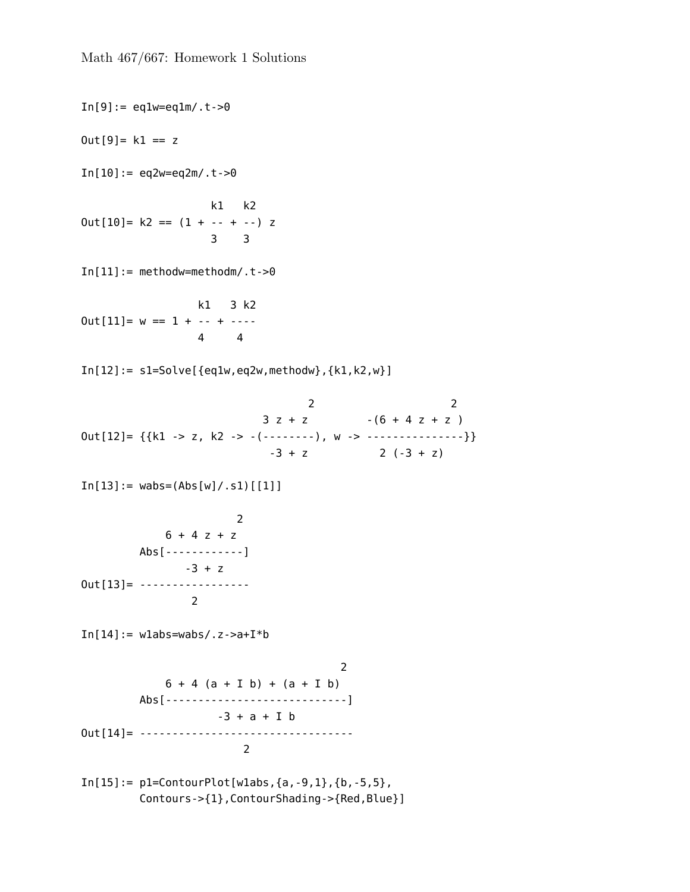Math 467/667: Homework 1 Solutions

```
In[9]:= eq1w=eq1m/.t->0

Out[9]= k1 == z

In[10]:= eq2w=eq2m/.t->0

                    k1   k2
Out[10]= k2 == (1 + -- + --) z
                    3    3

In[11]:= methodw=methodm/.t->0

                  k1   3 k2
Out[11]= w == 1 + -- + ----
                  4     4

In[12]:= s1=Solve[{eq1w,eq2w,methodw},{k1,k2,w}]

                                    2                     2
                              3 z + z         -(6 + 4 z + z )
Out[12]= {{k1 -> z, k2 -> -(--------), w -> ---------------}}
                               -3 + z           2 (-3 + z)

In[13]:= wabs=(Abs[w]/.s1)[[1]]

                       2
             6 + 4 z + z
         Abs[------------]
                -3 + z
Out[13]= -----------------
                 2

In[14]:= w1abs=wabs/.z->a+I*b

                                         2
             6 + 4 (a + I b) + (a + I b)
         Abs[----------------------------]
                      -3 + a + I b
Out[14]= ---------------------------------
                        2

In[15]:= p1=ContourPlot[w1abs,{a,-9,1},{b,-5,5},
         Contours->{1},ContourShading->{Red,Blue}]
```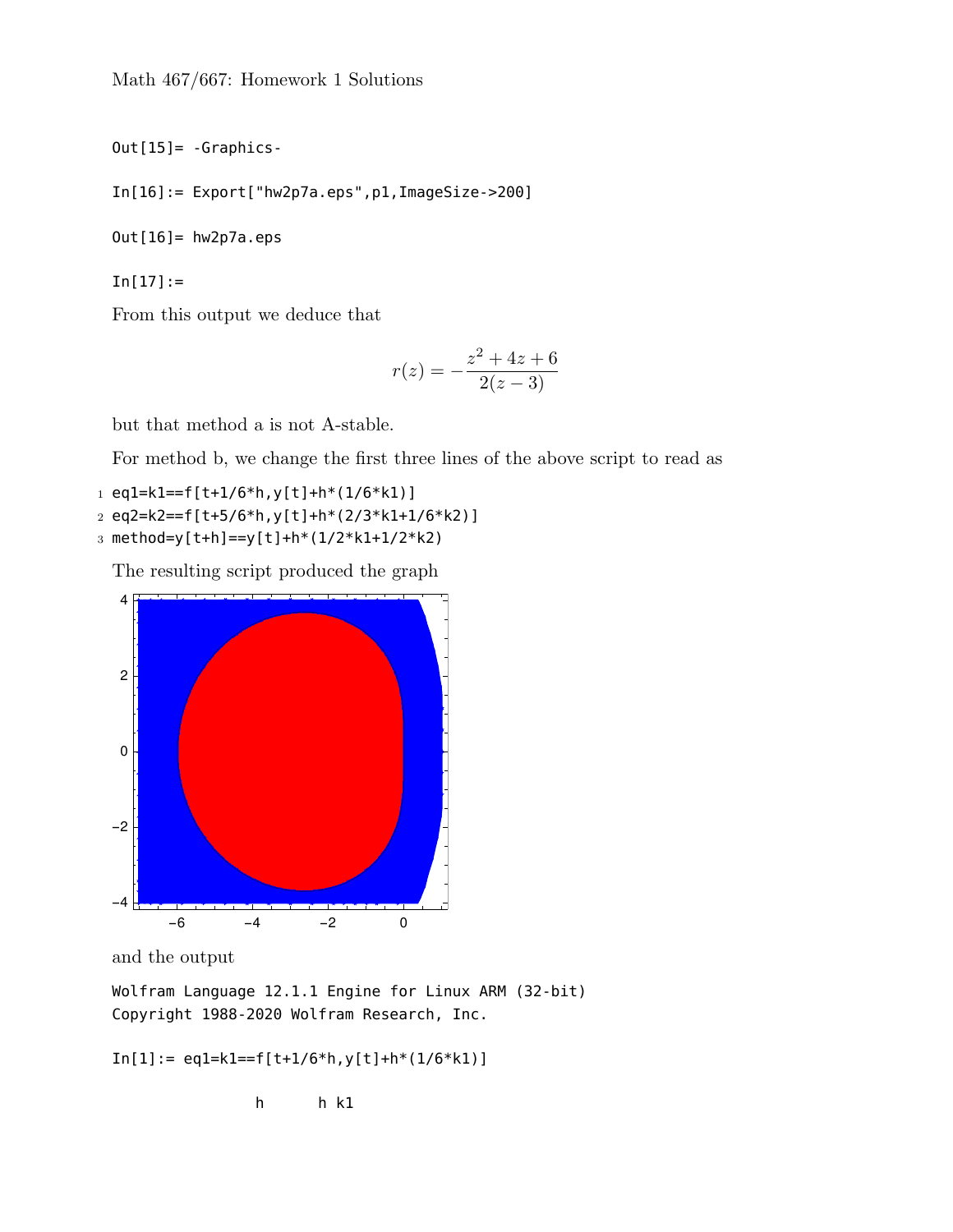Math 467/667: Homework 1 Solutions

```
Out[15]= -Graphics-

In[16]:= Export["hw2p7a.eps",p1,ImageSize->200]

Out[16]= hw2p7a.eps

In[17]:=
```

From this output we deduce that

$$r(z) = -\frac{z^2 + 4z + 6}{2(z-3)}$$

but that method a is not A-stable.

For method b, we change the first three lines of the above script to read as

```
eq1=k1==f[t+1/6*h,y[t]+h*(1/6*k1)]
eq2=k2==f[t+5/6*h,y[t]+h*(2/3*k1+1/6*k2)]
method=y[t+h]==y[t]+h*(1/2*k1+1/2*k2)
```

The resulting script produced the graph

and the output

```
Wolfram Language 12.1.1 Engine for Linux ARM (32-bit)
Copyright 1988-2020 Wolfram Research, Inc.

In[1]:= eq1=k1==f[t+1/6*h,y[t]+h*(1/6*k1)]

                h      h k1
```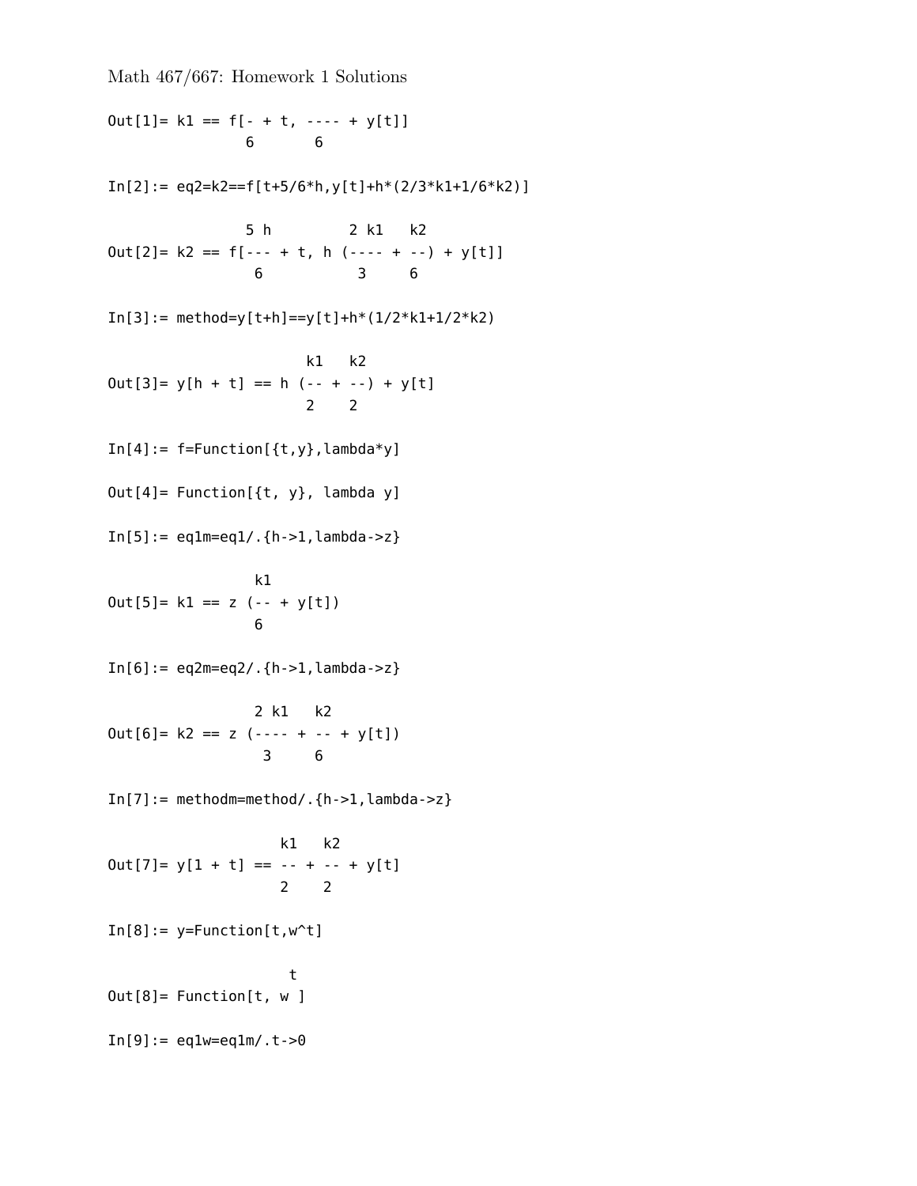Math 467/667: Homework 1 Solutions

```
Out[1]= k1 == f[- + t, ---- + y[t]]
                6       6

In[2]:= eq2=k2==f[t+5/6*h,y[t]+h*(2/3*k1+1/6*k2)]

                5 h         2 k1   k2
Out[2]= k2 == f[--- + t, h (---- + --) + y[t]]
                 6           3     6

In[3]:= method=y[t+h]==y[t]+h*(1/2*k1+1/2*k2)

                       k1   k2
Out[3]= y[h + t] == h (-- + --) + y[t]
                       2    2

In[4]:= f=Function[{t,y},lambda*y]

Out[4]= Function[{t, y}, lambda y]

In[5]:= eq1m=eq1/.{h->1,lambda->z}

                 k1
Out[5]= k1 == z (-- + y[t])
                 6

In[6]:= eq2m=eq2/.{h->1,lambda->z}

                 2 k1   k2
Out[6]= k2 == z (---- + -- + y[t])
                  3     6

In[7]:= methodm=method/.{h->1,lambda->z}

                    k1   k2
Out[7]= y[1 + t] == -- + -- + y[t]
                    2    2

In[8]:= y=Function[t,w^t]

                     t
Out[8]= Function[t, w ]

In[9]:= eq1w=eq1m/.t->0
```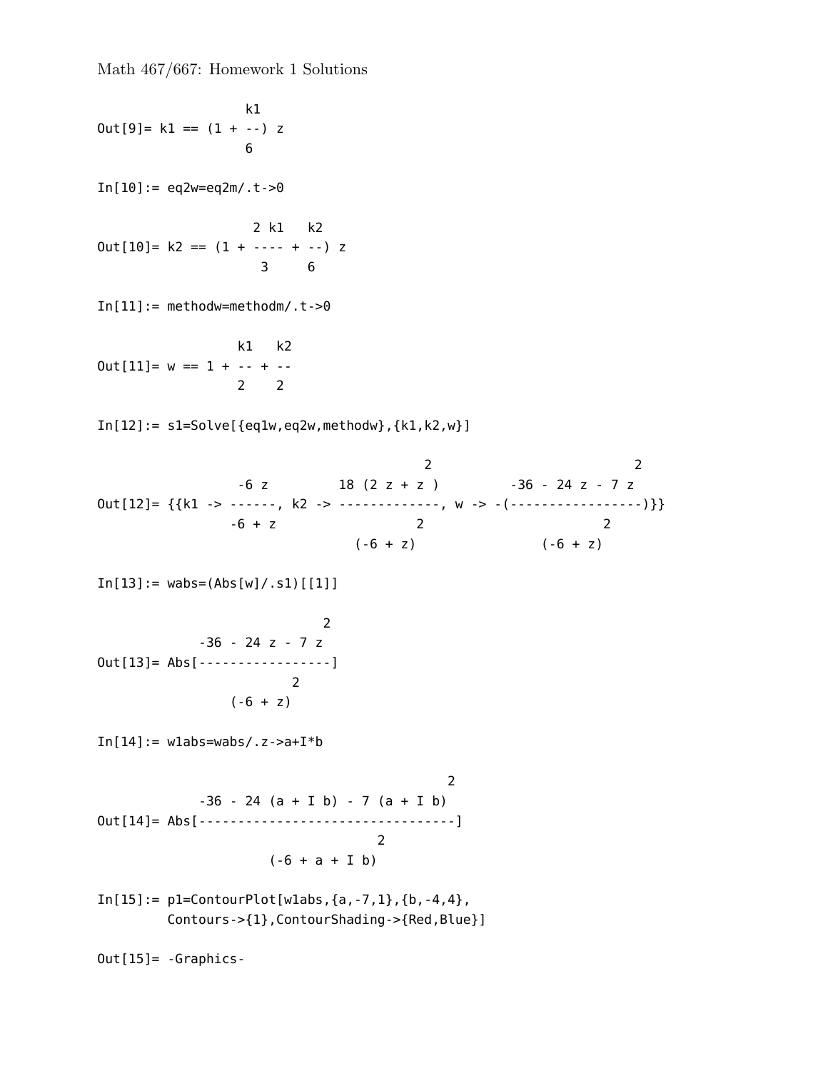Math 467/667: Homework 1 Solutions

```
                   k1
Out[9]= k1 == (1 + --) z
                   6

In[10]:= eq2w=eq2m/.t->0

                    2 k1   k2
Out[10]= k2 == (1 + ---- + --) z
                     3     6

In[11]:= methodw=methodm/.t->0

                  k1   k2
Out[11]= w == 1 + -- + --
                  2    2

In[12]:= s1=Solve[{eq1w,eq2w,methodw},{k1,k2,w}]

                                          2                            2
                  -6 z         18 (2 z + z )         -36 - 24 z - 7 z
Out[12]= {{k1 -> ------, k2 -> -------------, w -> -(-----------------)}}
                 -6 + z                2                       2
                               (-6 + z)                (-6 + z)

In[13]:= wabs=(Abs[w]/.s1)[[1]]

                             2
             -36 - 24 z - 7 z
Out[13]= Abs[-----------------]
                         2
                 (-6 + z)

In[14]:= w1abs=wabs/.z->a+I*b

                                               2
             -36 - 24 (a + I b) - 7 (a + I b)
Out[14]= Abs[---------------------------------]
                                     2
                    (-6 + a + I b)

In[15]:= p1=ContourPlot[w1abs,{a,-7,1},{b,-4,4},
         Contours->{1},ContourShading->{Red,Blue}]

Out[15]= -Graphics-
```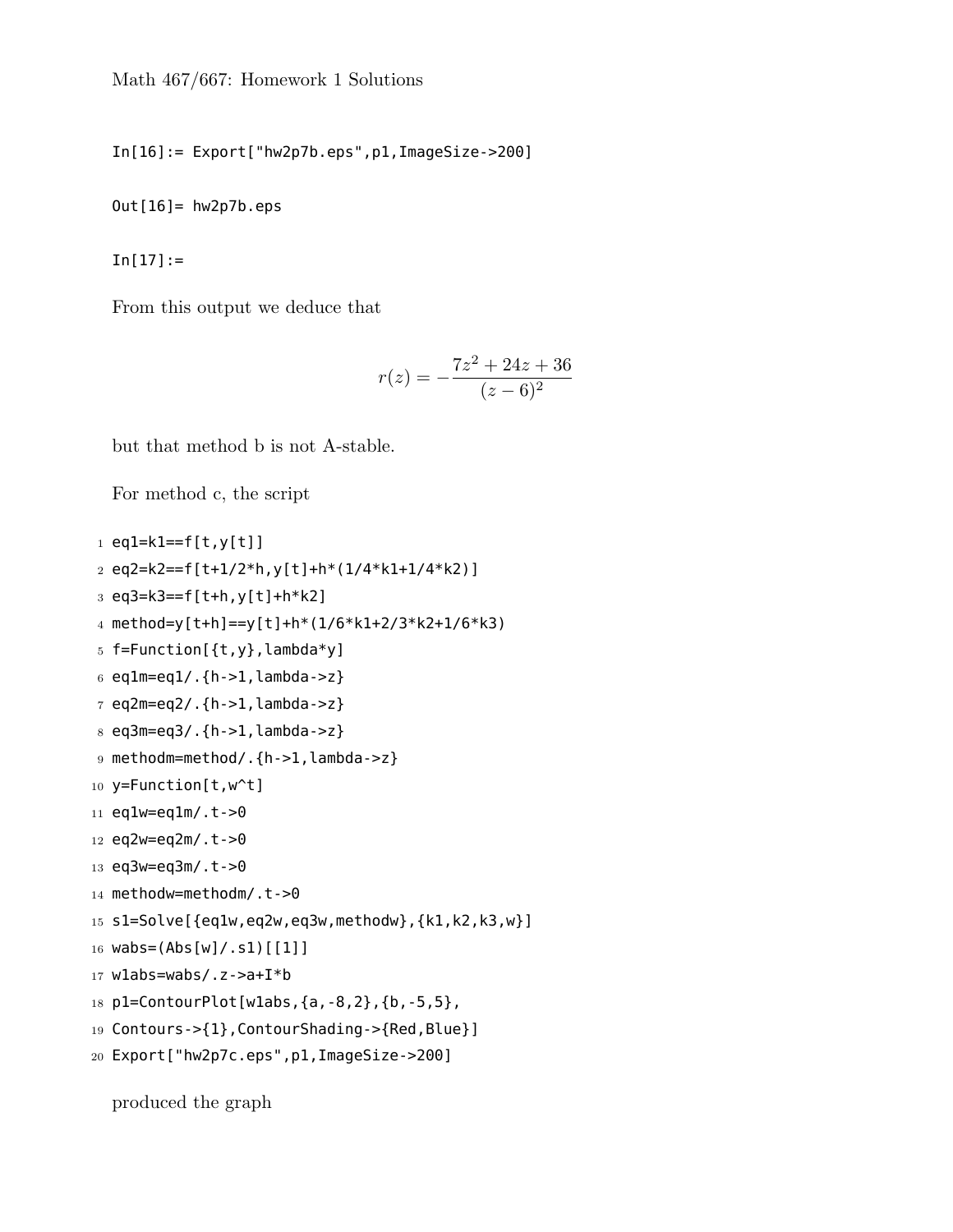```
In[16]:= Export["hw2p7b.eps",p1,ImageSize->200]
```

```
Out[16]= hw2p7b.eps
```

```
In[17]:=
```

From this output we deduce that

$$r(z) = -\frac{7z^2 + 24z + 36}{(z-6)^2}$$

but that method b is not A-stable.

For method c, the script

```
eq1=k1==f[t,y[t]]
eq2=k2==f[t+1/2*h,y[t]+h*(1/4*k1+1/4*k2)]
eq3=k3==f[t+h,y[t]+h*k2]
method=y[t+h]==y[t]+h*(1/6*k1+2/3*k2+1/6*k3)
f=Function[{t,y},lambda*y]
eq1m=eq1/.{h->1,lambda->z}
eq2m=eq2/.{h->1,lambda->z}
eq3m=eq3/.{h->1,lambda->z}
methodm=method/.{h->1,lambda->z}
y=Function[t,w^t]
eq1w=eq1m/.t->0
eq2w=eq2m/.t->0
eq3w=eq3m/.t->0
methodw=methodm/.t->0
s1=Solve[{eq1w,eq2w,eq3w,methodw},{k1,k2,k3,w}]
wabs=(Abs[w]/.s1)[[1]]
w1abs=wabs/.z->a+I*b
p1=ContourPlot[w1abs,{a,-8,2},{b,-5,5},
Contours->{1},ContourShading->{Red,Blue}]
Export["hw2p7c.eps",p1,ImageSize->200]
```

produced the graph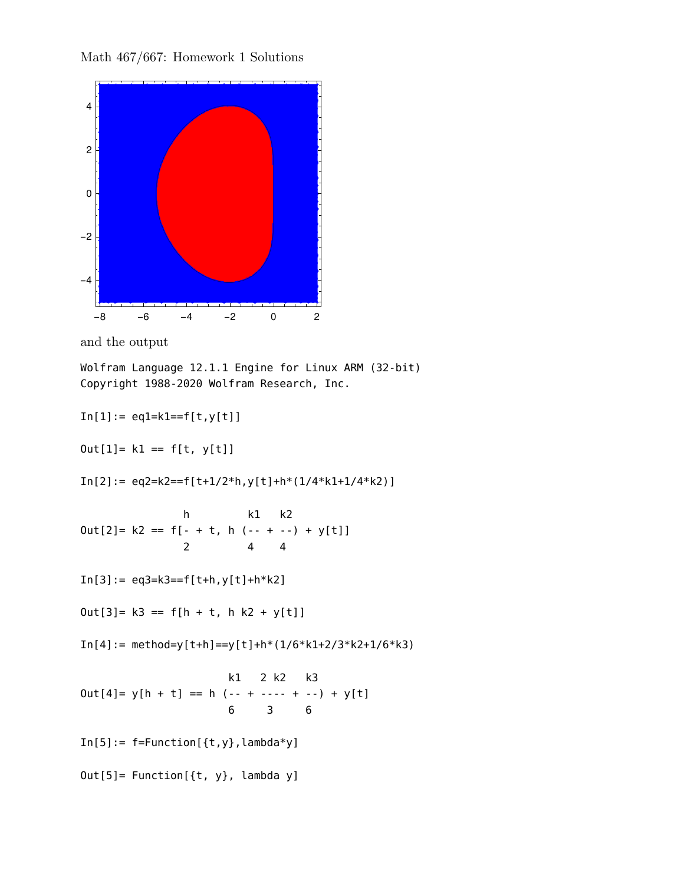Math 467/667: Homework 1 Solutions

and the output

```
Wolfram Language 12.1.1 Engine for Linux ARM (32-bit)
Copyright 1988-2020 Wolfram Research, Inc.

In[1]:= eq1=k1==f[t,y[t]]

Out[1]= k1 == f[t, y[t]]

In[2]:= eq2=k2==f[t+1/2*h,y[t]+h*(1/4*k1+1/4*k2)]

                h         k1   k2
Out[2]= k2 == f[- + t, h (-- + --) + y[t]]
                2         4    4

In[3]:= eq3=k3==f[t+h,y[t]+h*k2]

Out[3]= k3 == f[h + t, h k2 + y[t]]

In[4]:= method=y[t+h]==y[t]+h*(1/6*k1+2/3*k2+1/6*k3)

                         k1   2 k2   k3
Out[4]= y[h + t] == h (-- + ---- + --) + y[t]
                         6     3     6

In[5]:= f=Function[{t,y},lambda*y]

Out[5]= Function[{t, y}, lambda y]
```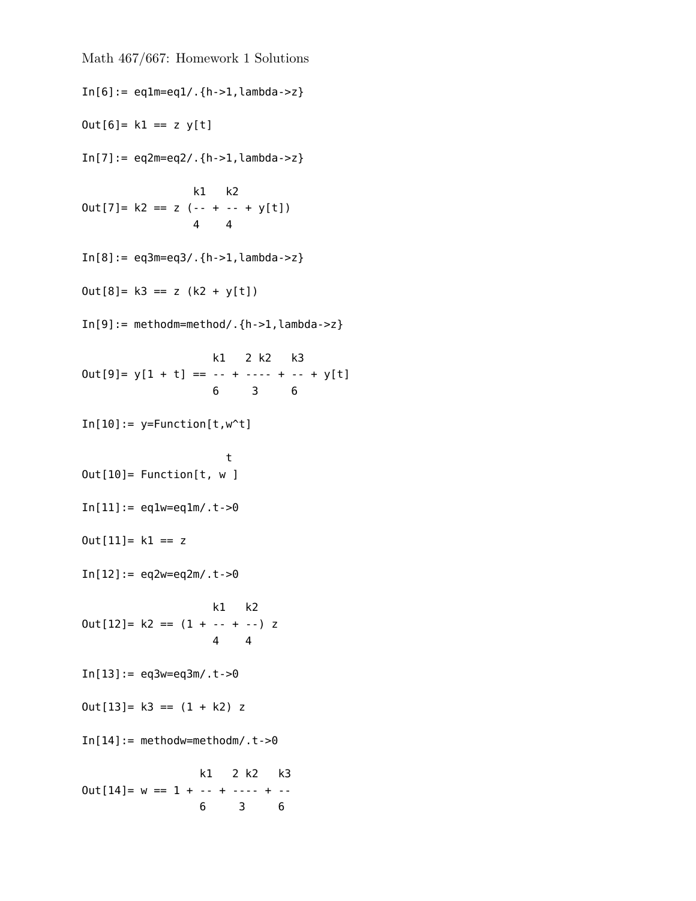Math 467/667: Homework 1 Solutions

```
In[6]:= eq1m=eq1/.{h->1,lambda->z}

Out[6]= k1 == z y[t]

In[7]:= eq2m=eq2/.{h->1,lambda->z}

                 k1   k2
Out[7]= k2 == z (-- + -- + y[t])
                 4    4

In[8]:= eq3m=eq3/.{h->1,lambda->z}

Out[8]= k3 == z (k2 + y[t])

In[9]:= methodm=method/.{h->1,lambda->z}

                    k1   2 k2   k3
Out[9]= y[1 + t] == -- + ---- + -- + y[t]
                    6     3     6

In[10]:= y=Function[t,w^t]

                      t
Out[10]= Function[t, w ]

In[11]:= eq1w=eq1m/.t->0

Out[11]= k1 == z

In[12]:= eq2w=eq2m/.t->0

                    k1   k2
Out[12]= k2 == (1 + -- + --) z
                    4    4

In[13]:= eq3w=eq3m/.t->0

Out[13]= k3 == (1 + k2) z

In[14]:= methodw=methodm/.t->0

                  k1   2 k2   k3
Out[14]= w == 1 + -- + ---- + --
                  6     3     6
```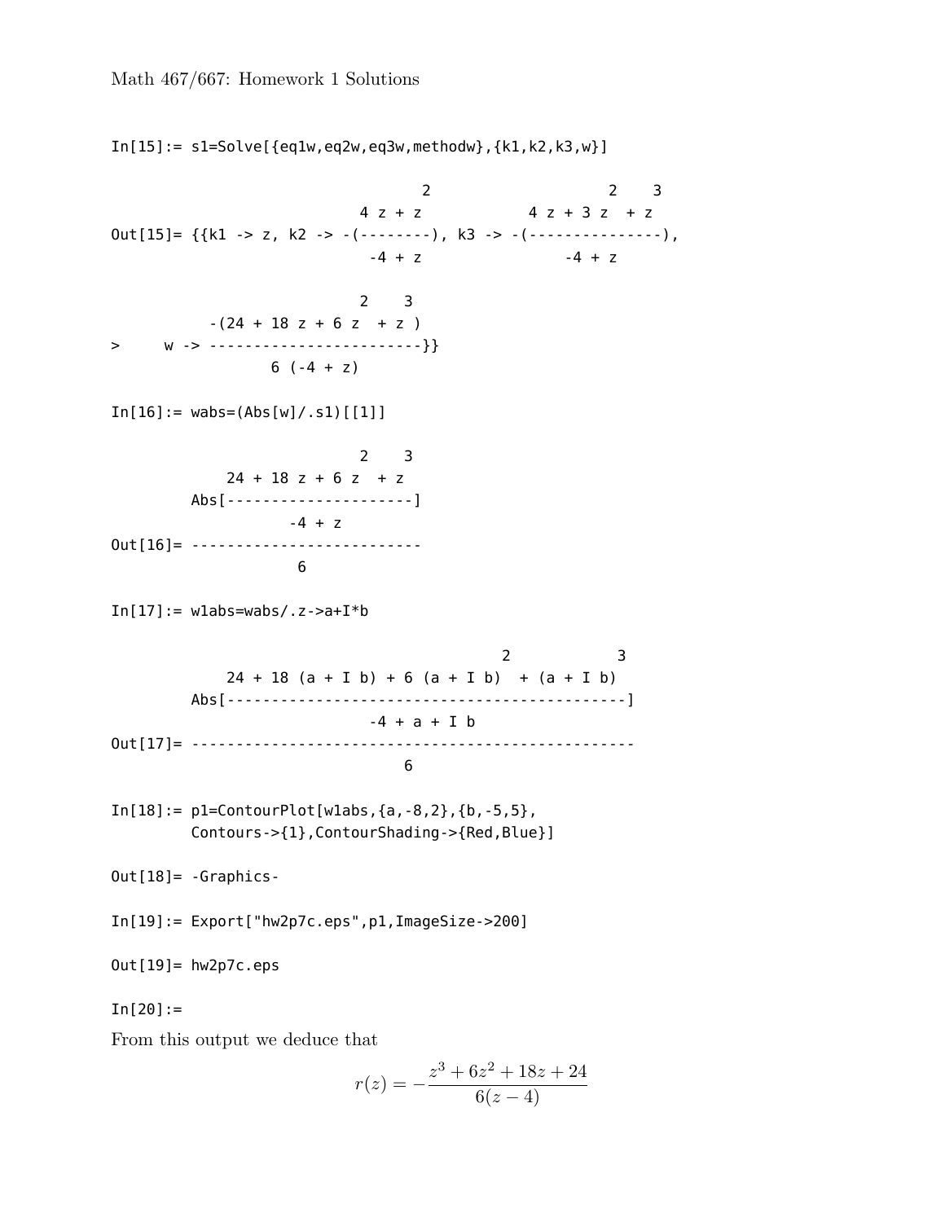```
In[15]:= s1=Solve[{eq1w,eq2w,eq3w,methodw},{k1,k2,k3,w}]

                                   2                    2    3
                            4 z + z            4 z + 3 z  + z
Out[15]= {{k1 -> z, k2 -> -(--------), k3 -> -(---------------),
                             -4 + z                 -4 + z

                            2    3
           -(24 + 18 z + 6 z  + z )
>     w -> -----------------------}}
                  6 (-4 + z)

In[16]:= wabs=(Abs[w]/.s1)[[1]]

                            2    3
             24 + 18 z + 6 z  + z
         Abs[---------------------]
                     -4 + z
Out[16]= --------------------------
                      6

In[17]:= w1abs=wabs/.z->a+I*b

                                              2            3
             24 + 18 (a + I b) + 6 (a + I b)  + (a + I b)
         Abs[--------------------------------------------]
                            -4 + a + I b
Out[17]= -------------------------------------------------
                                6

In[18]:= p1=ContourPlot[w1abs,{a,-8,2},{b,-5,5},
         Contours->{1},ContourShading->{Red,Blue}]

Out[18]= -Graphics-

In[19]:= Export["hw2p7c.eps",p1,ImageSize->200]

Out[19]= hw2p7c.eps

In[20]:=
```

From this output we deduce that

$$r(z) = -\frac{z^3 + 6z^2 + 18z + 24}{6(z-4)}$$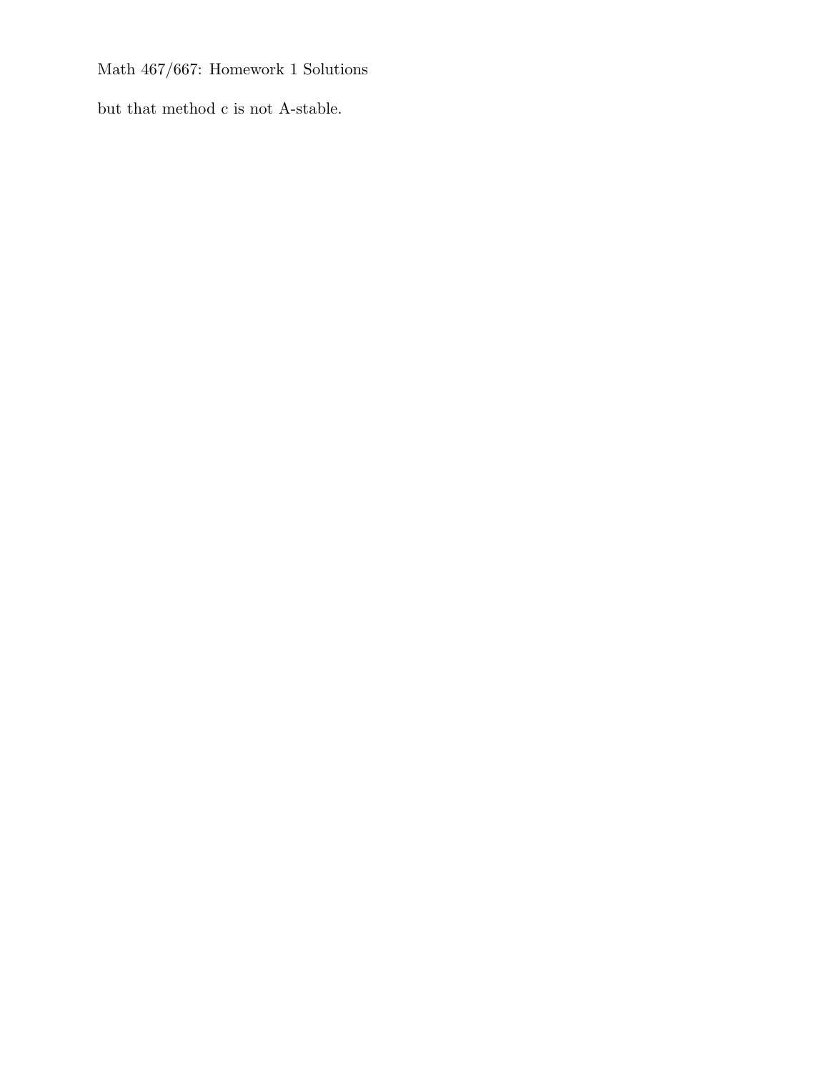but that method c is not A-stable.